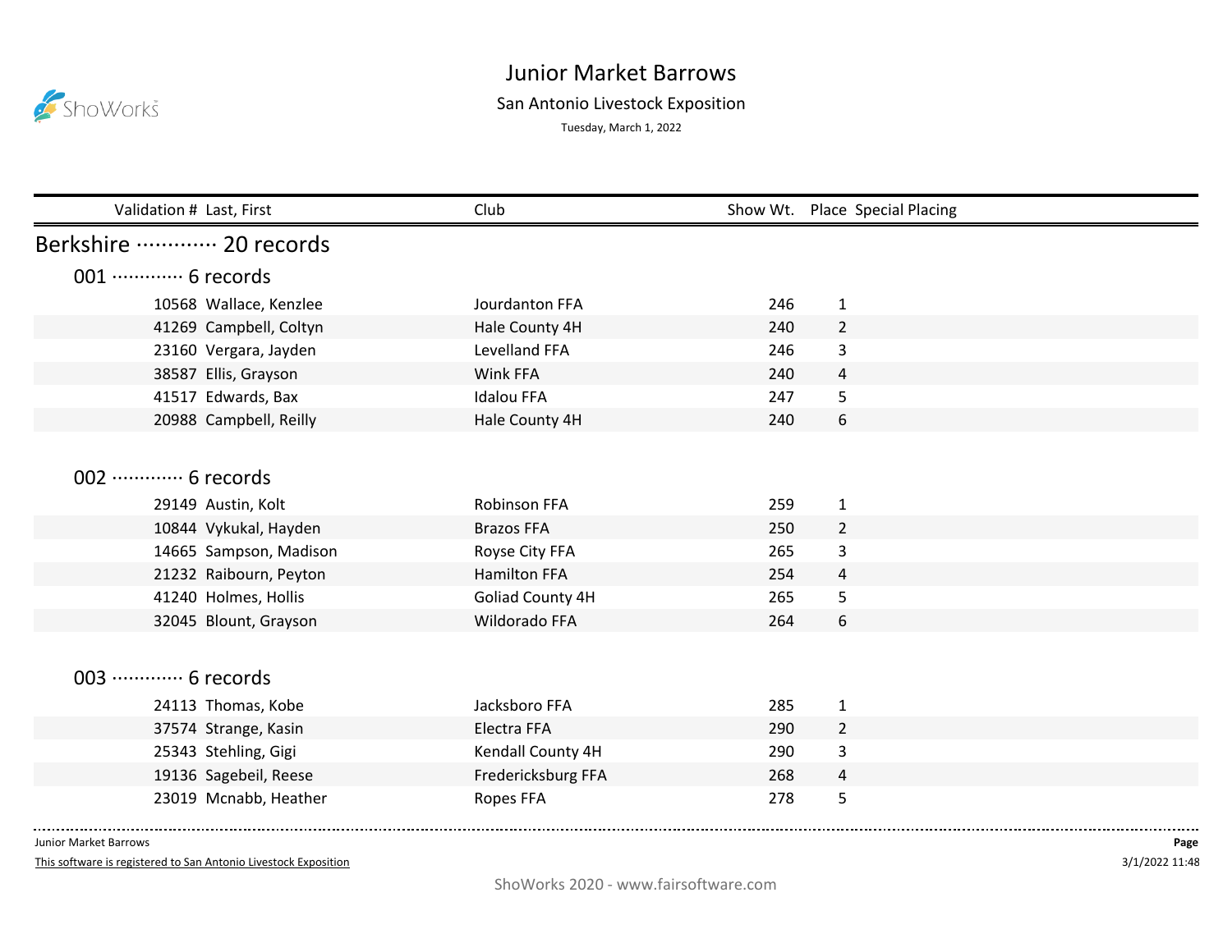# Junior Market Barrows

## San Antonio Livestock Exposition

Tuesday, March 1, 2022

## Berkshire ············· 20 records

### 001 ············· 6 records

| Validation # | Last, First | Club | Show Wt. | Place | Special Placing |
|---|---|---|---|---|---|
| 10568 | Wallace, Kenzlee | Jourdanton FFA | 246 | 1 | |
| 41269 | Campbell, Coltyn | Hale County 4H | 240 | 2 | |
| 23160 | Vergara, Jayden | Levelland FFA | 246 | 3 | |
| 38587 | Ellis, Grayson | Wink FFA | 240 | 4 | |
| 41517 | Edwards, Bax | Idalou FFA | 247 | 5 | |
| 20988 | Campbell, Reilly | Hale County 4H | 240 | 6 | |

### 002 ············· 6 records

| Validation # | Last, First | Club | Show Wt. | Place | Special Placing |
|---|---|---|---|---|---|
| 29149 | Austin, Kolt | Robinson FFA | 259 | 1 | |
| 10844 | Vykukal, Hayden | Brazos FFA | 250 | 2 | |
| 14665 | Sampson, Madison | Royse City FFA | 265 | 3 | |
| 21232 | Raibourn, Peyton | Hamilton FFA | 254 | 4 | |
| 41240 | Holmes, Hollis | Goliad County 4H | 265 | 5 | |
| 32045 | Blount, Grayson | Wildorado FFA | 264 | 6 | |

### 003 ············· 6 records

| Validation # | Last, First | Club | Show Wt. | Place | Special Placing |
|---|---|---|---|---|---|
| 24113 | Thomas, Kobe | Jacksboro FFA | 285 | 1 | |
| 37574 | Strange, Kasin | Electra FFA | 290 | 2 | |
| 25343 | Stehling, Gigi | Kendall County 4H | 290 | 3 | |
| 19136 | Sagebeil, Reese | Fredericksburg FFA | 268 | 4 | |
| 23019 | Mcnabb, Heather | Ropes FFA | 278 | 5 | |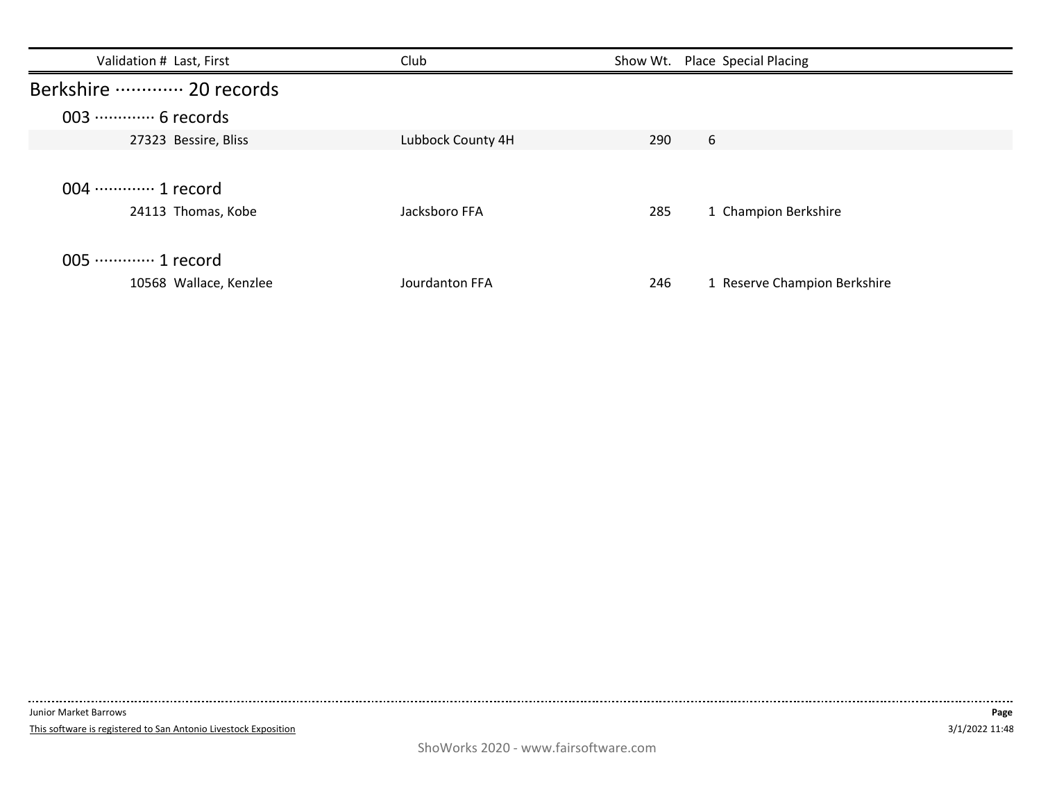| Validation # | Last, First | Club | Show Wt. | Place | Special Placing |
|---|---|---|---|---|---|

## Berkshire ············· 20 records

### 003 ············· 6 records

| Validation # | Last, First | Club | Show Wt. | Place | Special Placing |
|---|---|---|---|---|---|
| 27323 | Bessire, Bliss | Lubbock County 4H | 290 | 6 | |

### 004 ············· 1 record

| Validation # | Last, First | Club | Show Wt. | Place | Special Placing |
|---|---|---|---|---|---|
| 24113 | Thomas, Kobe | Jacksboro FFA | 285 | 1 | Champion Berkshire |

### 005 ············· 1 record

| Validation # | Last, First | Club | Show Wt. | Place | Special Placing |
|---|---|---|---|---|---|
| 10568 | Wallace, Kenzlee | Jourdanton FFA | 246 | 1 | Reserve Champion Berkshire |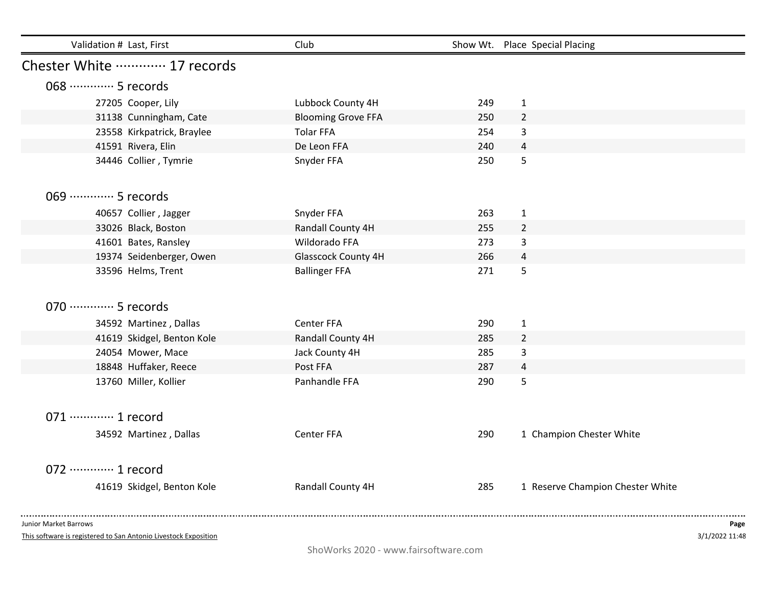| Validation # | Last, First | Club | Show Wt. | Place | Special Placing |
|---|---|---|---|---|---|

## Chester White ············· 17 records

### 068 ············· 5 records

| Validation # | Last, First | Club | Show Wt. | Place | Special Placing |
|---|---|---|---|---|---|
| 27205 | Cooper, Lily | Lubbock County 4H | 249 | 1 | |
| 31138 | Cunningham, Cate | Blooming Grove FFA | 250 | 2 | |
| 23558 | Kirkpatrick, Braylee | Tolar FFA | 254 | 3 | |
| 41591 | Rivera, Elin | De Leon FFA | 240 | 4 | |
| 34446 | Collier , Tymrie | Snyder FFA | 250 | 5 | |

### 069 ············· 5 records

| Validation # | Last, First | Club | Show Wt. | Place | Special Placing |
|---|---|---|---|---|---|
| 40657 | Collier , Jagger | Snyder FFA | 263 | 1 | |
| 33026 | Black, Boston | Randall County 4H | 255 | 2 | |
| 41601 | Bates, Ransley | Wildorado FFA | 273 | 3 | |
| 19374 | Seidenberger, Owen | Glasscock County 4H | 266 | 4 | |
| 33596 | Helms, Trent | Ballinger FFA | 271 | 5 | |

### 070 ············· 5 records

| Validation # | Last, First | Club | Show Wt. | Place | Special Placing |
|---|---|---|---|---|---|
| 34592 | Martinez , Dallas | Center FFA | 290 | 1 | |
| 41619 | Skidgel, Benton Kole | Randall County 4H | 285 | 2 | |
| 24054 | Mower, Mace | Jack County 4H | 285 | 3 | |
| 18848 | Huffaker, Reece | Post FFA | 287 | 4 | |
| 13760 | Miller, Kollier | Panhandle FFA | 290 | 5 | |

### 071 ············· 1 record

| Validation # | Last, First | Club | Show Wt. | Place | Special Placing |
|---|---|---|---|---|---|
| 34592 | Martinez , Dallas | Center FFA | 290 | 1 | Champion Chester White |

### 072 ············· 1 record

| Validation # | Last, First | Club | Show Wt. | Place | Special Placing |
|---|---|---|---|---|---|
| 41619 | Skidgel, Benton Kole | Randall County 4H | 285 | 1 | Reserve Champion Chester White |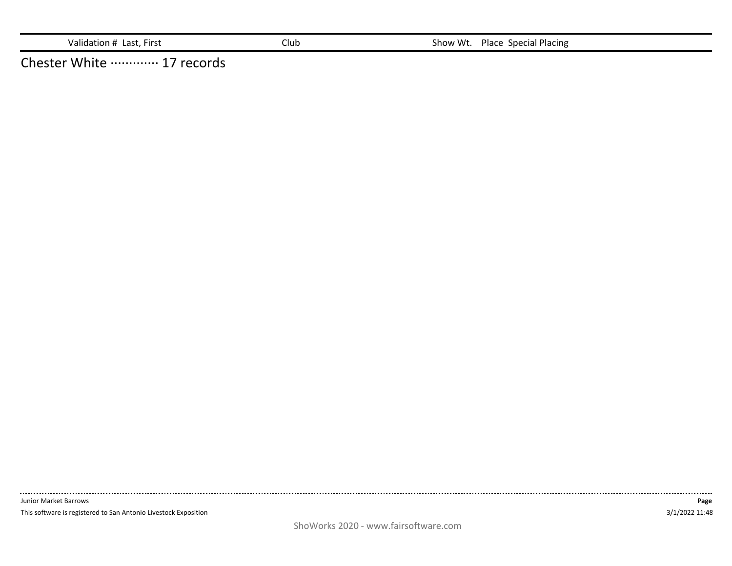| Validation # | Last, First | Club | Show Wt. | Place | Special Placing |
| --- | --- | --- | --- | --- | --- |

Chester White ············· 17 records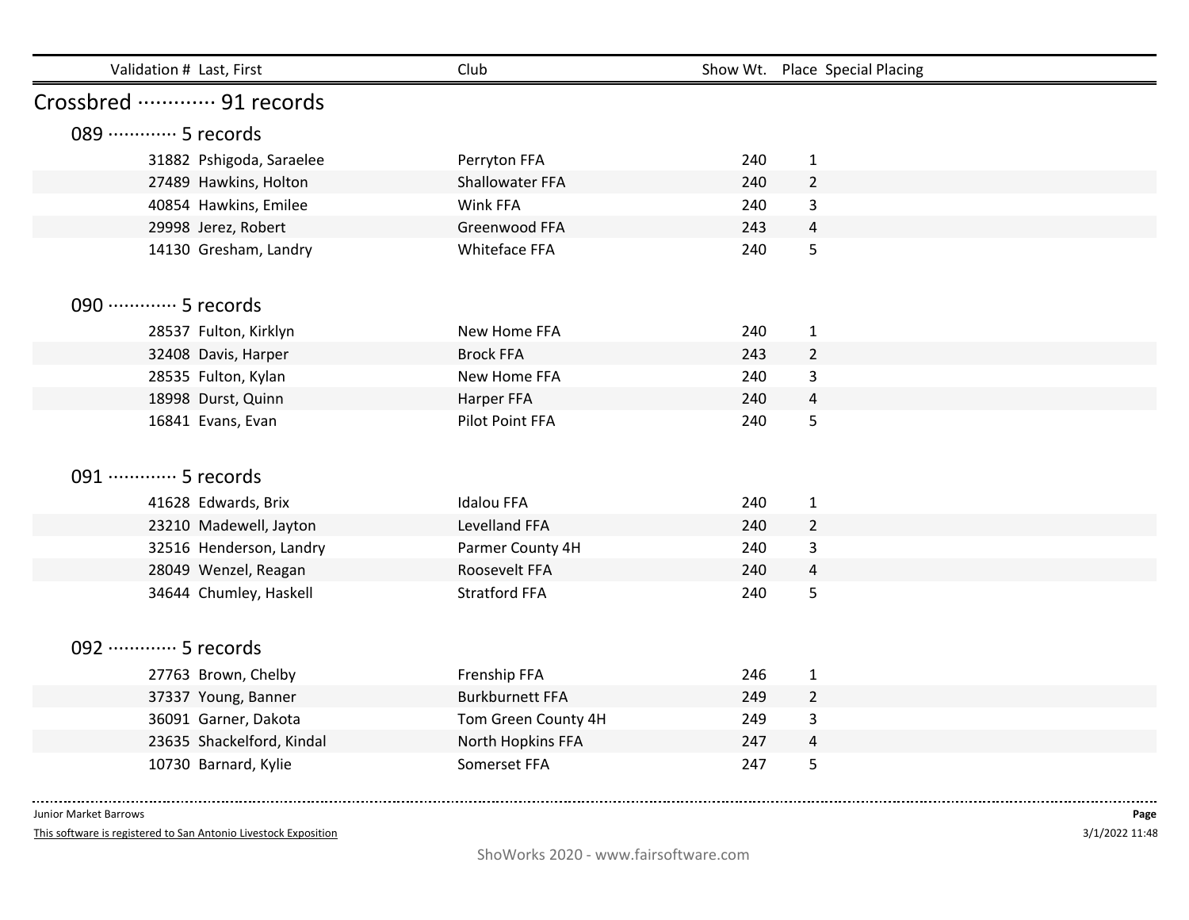| Validation # | Last, First | Club | Show Wt. | Place | Special Placing |
|---|---|---|---|---|---|

## Crossbred ············· 91 records

### 089 ············· 5 records

| Validation # | Last, First | Club | Show Wt. | Place | Special Placing |
|---|---|---|---|---|---|
| 31882 | Pshigoda, Saraelee | Perryton FFA | 240 | 1 | |
| 27489 | Hawkins, Holton | Shallowater FFA | 240 | 2 | |
| 40854 | Hawkins, Emilee | Wink FFA | 240 | 3 | |
| 29998 | Jerez, Robert | Greenwood FFA | 243 | 4 | |
| 14130 | Gresham, Landry | Whiteface FFA | 240 | 5 | |

### 090 ············· 5 records

| Validation # | Last, First | Club | Show Wt. | Place | Special Placing |
|---|---|---|---|---|---|
| 28537 | Fulton, Kirklyn | New Home FFA | 240 | 1 | |
| 32408 | Davis, Harper | Brock FFA | 243 | 2 | |
| 28535 | Fulton, Kylan | New Home FFA | 240 | 3 | |
| 18998 | Durst, Quinn | Harper FFA | 240 | 4 | |
| 16841 | Evans, Evan | Pilot Point FFA | 240 | 5 | |

### 091 ············· 5 records

| Validation # | Last, First | Club | Show Wt. | Place | Special Placing |
|---|---|---|---|---|---|
| 41628 | Edwards, Brix | Idalou FFA | 240 | 1 | |
| 23210 | Madewell, Jayton | Levelland FFA | 240 | 2 | |
| 32516 | Henderson, Landry | Parmer County 4H | 240 | 3 | |
| 28049 | Wenzel, Reagan | Roosevelt FFA | 240 | 4 | |
| 34644 | Chumley, Haskell | Stratford FFA | 240 | 5 | |

### 092 ············· 5 records

| Validation # | Last, First | Club | Show Wt. | Place | Special Placing |
|---|---|---|---|---|---|
| 27763 | Brown, Chelby | Frenship FFA | 246 | 1 | |
| 37337 | Young, Banner | Burkburnett FFA | 249 | 2 | |
| 36091 | Garner, Dakota | Tom Green County 4H | 249 | 3 | |
| 23635 | Shackelford, Kindal | North Hopkins FFA | 247 | 4 | |
| 10730 | Barnard, Kylie | Somerset FFA | 247 | 5 | |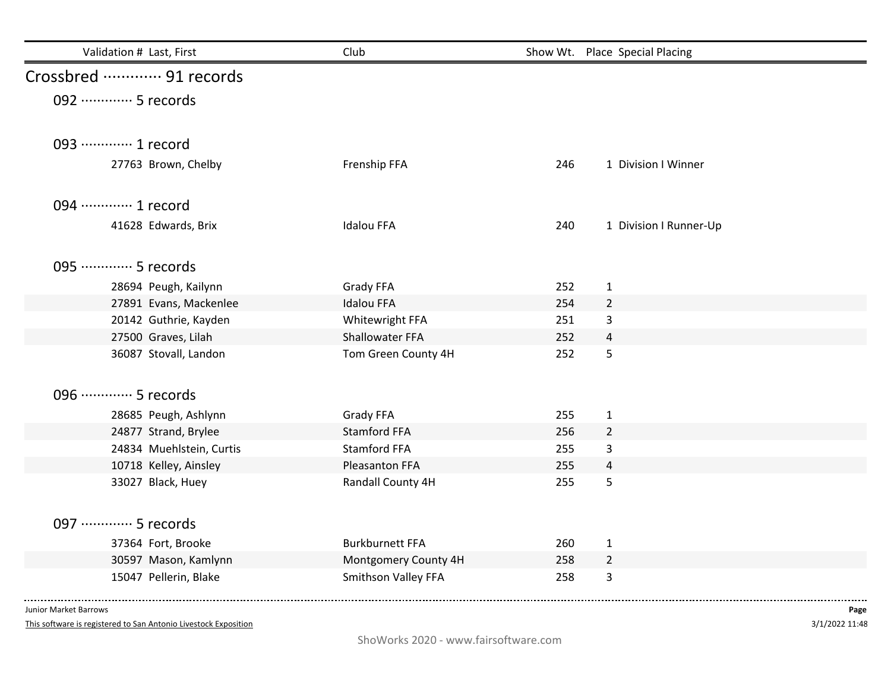| Validation # | Last, First | Club | Show Wt. | Place | Special Placing |
|---|---|---|---|---|---|

## Crossbred ············· 91 records

### 092 ············· 5 records

### 093 ············· 1 record

| Validation # | Last, First | Club | Show Wt. | Place | Special Placing |
|---|---|---|---|---|---|
| 27763 | Brown, Chelby | Frenship FFA | 246 | 1 | Division I Winner |

### 094 ············· 1 record

| Validation # | Last, First | Club | Show Wt. | Place | Special Placing |
|---|---|---|---|---|---|
| 41628 | Edwards, Brix | Idalou FFA | 240 | 1 | Division I Runner-Up |

### 095 ············· 5 records

| Validation # | Last, First | Club | Show Wt. | Place | Special Placing |
|---|---|---|---|---|---|
| 28694 | Peugh, Kailynn | Grady FFA | 252 | 1 | |
| 27891 | Evans, Mackenlee | Idalou FFA | 254 | 2 | |
| 20142 | Guthrie, Kayden | Whitewright FFA | 251 | 3 | |
| 27500 | Graves, Lilah | Shallowater FFA | 252 | 4 | |
| 36087 | Stovall, Landon | Tom Green County 4H | 252 | 5 | |

### 096 ············· 5 records

| Validation # | Last, First | Club | Show Wt. | Place | Special Placing |
|---|---|---|---|---|---|
| 28685 | Peugh, Ashlynn | Grady FFA | 255 | 1 | |
| 24877 | Strand, Brylee | Stamford FFA | 256 | 2 | |
| 24834 | Muehlstein, Curtis | Stamford FFA | 255 | 3 | |
| 10718 | Kelley, Ainsley | Pleasanton FFA | 255 | 4 | |
| 33027 | Black, Huey | Randall County 4H | 255 | 5 | |

### 097 ············· 5 records

| Validation # | Last, First | Club | Show Wt. | Place | Special Placing |
|---|---|---|---|---|---|
| 37364 | Fort, Brooke | Burkburnett FFA | 260 | 1 | |
| 30597 | Mason, Kamlynn | Montgomery County 4H | 258 | 2 | |
| 15047 | Pellerin, Blake | Smithson Valley FFA | 258 | 3 | |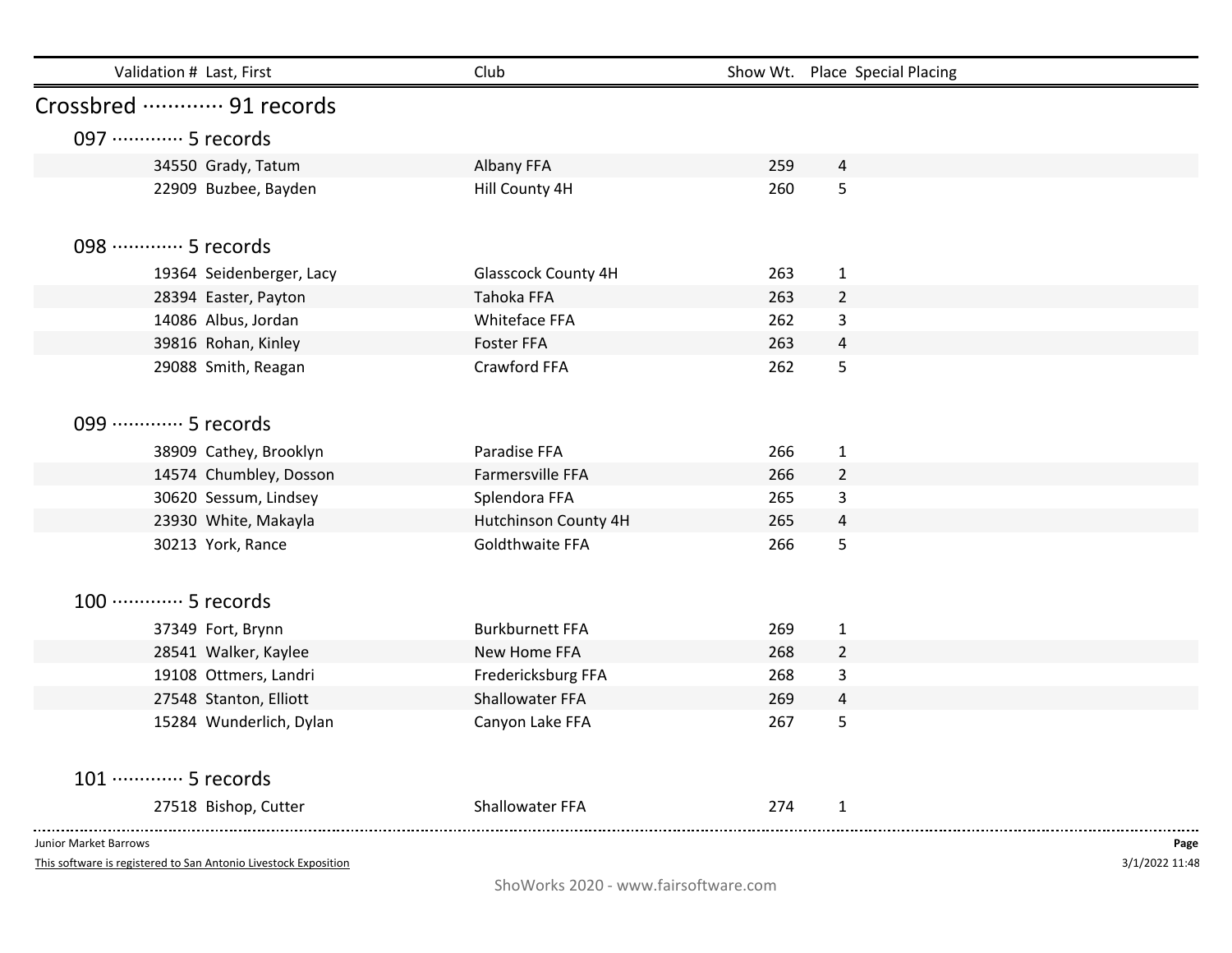| Validation # | Last, First | Club | Show Wt. | Place | Special Placing |
|---|---|---|---|---|---|

## Crossbred ············· 91 records

### 097 ············· 5 records

| Validation # | Last, First | Club | Show Wt. | Place | Special Placing |
|---|---|---|---|---|---|
| 34550 | Grady, Tatum | Albany FFA | 259 | 4 | |
| 22909 | Buzbee, Bayden | Hill County 4H | 260 | 5 | |

### 098 ············· 5 records

| Validation # | Last, First | Club | Show Wt. | Place | Special Placing |
|---|---|---|---|---|---|
| 19364 | Seidenberger, Lacy | Glasscock County 4H | 263 | 1 | |
| 28394 | Easter, Payton | Tahoka FFA | 263 | 2 | |
| 14086 | Albus, Jordan | Whiteface FFA | 262 | 3 | |
| 39816 | Rohan, Kinley | Foster FFA | 263 | 4 | |
| 29088 | Smith, Reagan | Crawford FFA | 262 | 5 | |

### 099 ············· 5 records

| Validation # | Last, First | Club | Show Wt. | Place | Special Placing |
|---|---|---|---|---|---|
| 38909 | Cathey, Brooklyn | Paradise FFA | 266 | 1 | |
| 14574 | Chumbley, Dosson | Farmersville FFA | 266 | 2 | |
| 30620 | Sessum, Lindsey | Splendora FFA | 265 | 3 | |
| 23930 | White, Makayla | Hutchinson County 4H | 265 | 4 | |
| 30213 | York, Rance | Goldthwaite FFA | 266 | 5 | |

### 100 ············· 5 records

| Validation # | Last, First | Club | Show Wt. | Place | Special Placing |
|---|---|---|---|---|---|
| 37349 | Fort, Brynn | Burkburnett FFA | 269 | 1 | |
| 28541 | Walker, Kaylee | New Home FFA | 268 | 2 | |
| 19108 | Ottmers, Landri | Fredericksburg FFA | 268 | 3 | |
| 27548 | Stanton, Elliott | Shallowater FFA | 269 | 4 | |
| 15284 | Wunderlich, Dylan | Canyon Lake FFA | 267 | 5 | |

### 101 ············· 5 records

| Validation # | Last, First | Club | Show Wt. | Place | Special Placing |
|---|---|---|---|---|---|
| 27518 | Bishop, Cutter | Shallowater FFA | 274 | 1 | |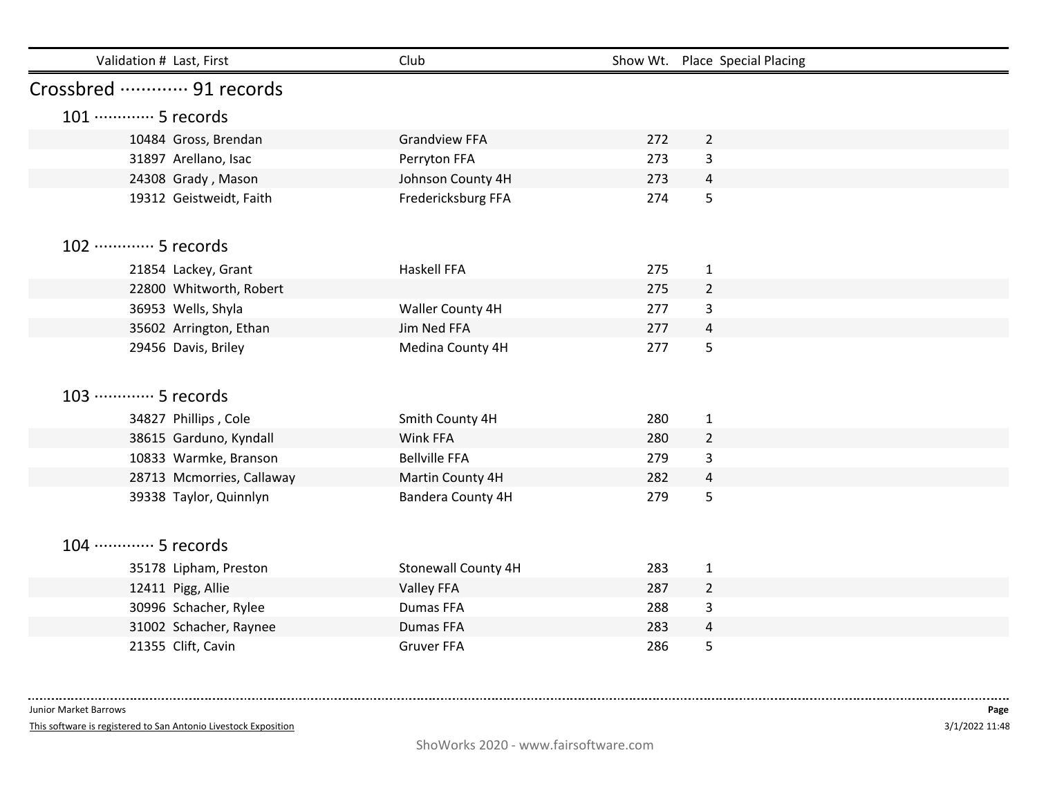| Validation # | Last, First | Club | Show Wt. | Place | Special Placing |
|---|---|---|---|---|---|

## Crossbred ············· 91 records

### 101 ············· 5 records

| Validation # | Last, First | Club | Show Wt. | Place | Special Placing |
|---|---|---|---|---|---|
| 10484 | Gross, Brendan | Grandview FFA | 272 | 2 | |
| 31897 | Arellano, Isac | Perryton FFA | 273 | 3 | |
| 24308 | Grady , Mason | Johnson County 4H | 273 | 4 | |
| 19312 | Geistweidt, Faith | Fredericksburg FFA | 274 | 5 | |

### 102 ············· 5 records

| Validation # | Last, First | Club | Show Wt. | Place | Special Placing |
|---|---|---|---|---|---|
| 21854 | Lackey, Grant | Haskell FFA | 275 | 1 | |
| 22800 | Whitworth, Robert | | 275 | 2 | |
| 36953 | Wells, Shyla | Waller County 4H | 277 | 3 | |
| 35602 | Arrington, Ethan | Jim Ned FFA | 277 | 4 | |
| 29456 | Davis, Briley | Medina County 4H | 277 | 5 | |

### 103 ············· 5 records

| Validation # | Last, First | Club | Show Wt. | Place | Special Placing |
|---|---|---|---|---|---|
| 34827 | Phillips , Cole | Smith County 4H | 280 | 1 | |
| 38615 | Garduno, Kyndall | Wink FFA | 280 | 2 | |
| 10833 | Warmke, Branson | Bellville FFA | 279 | 3 | |
| 28713 | Mcmorries, Callaway | Martin County 4H | 282 | 4 | |
| 39338 | Taylor, Quinnlyn | Bandera County 4H | 279 | 5 | |

### 104 ············· 5 records

| Validation # | Last, First | Club | Show Wt. | Place | Special Placing |
|---|---|---|---|---|---|
| 35178 | Lipham, Preston | Stonewall County 4H | 283 | 1 | |
| 12411 | Pigg, Allie | Valley FFA | 287 | 2 | |
| 30996 | Schacher, Rylee | Dumas FFA | 288 | 3 | |
| 31002 | Schacher, Raynee | Dumas FFA | 283 | 4 | |
| 21355 | Clift, Cavin | Gruver FFA | 286 | 5 | |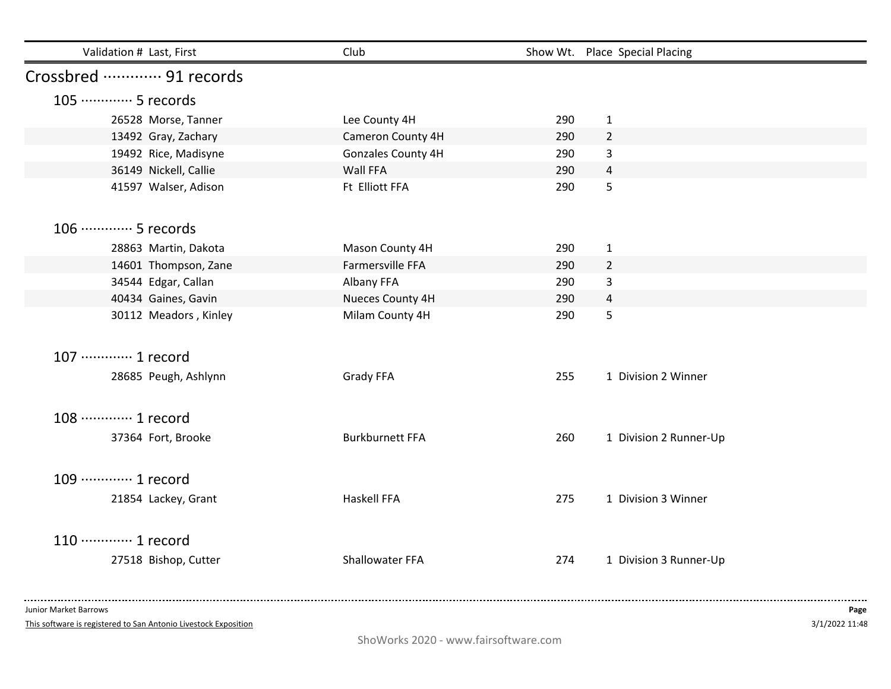| Validation # | Last, First | Club | Show Wt. | Place | Special Placing |
|---|---|---|---|---|---|

## Crossbred ············· 91 records

### 105 ············· 5 records

| Validation # | Last, First | Club | Show Wt. | Place | Special Placing |
|---|---|---|---|---|---|
| 26528 | Morse, Tanner | Lee County 4H | 290 | 1 | |
| 13492 | Gray, Zachary | Cameron County 4H | 290 | 2 | |
| 19492 | Rice, Madisyne | Gonzales County 4H | 290 | 3 | |
| 36149 | Nickell, Callie | Wall FFA | 290 | 4 | |
| 41597 | Walser, Adison | Ft Elliott FFA | 290 | 5 | |

### 106 ············· 5 records

| Validation # | Last, First | Club | Show Wt. | Place | Special Placing |
|---|---|---|---|---|---|
| 28863 | Martin, Dakota | Mason County 4H | 290 | 1 | |
| 14601 | Thompson, Zane | Farmersville FFA | 290 | 2 | |
| 34544 | Edgar, Callan | Albany FFA | 290 | 3 | |
| 40434 | Gaines, Gavin | Nueces County 4H | 290 | 4 | |
| 30112 | Meadors , Kinley | Milam County 4H | 290 | 5 | |

### 107 ············· 1 record

| Validation # | Last, First | Club | Show Wt. | Place | Special Placing |
|---|---|---|---|---|---|
| 28685 | Peugh, Ashlynn | Grady FFA | 255 | 1 | Division 2 Winner |

### 108 ············· 1 record

| Validation # | Last, First | Club | Show Wt. | Place | Special Placing |
|---|---|---|---|---|---|
| 37364 | Fort, Brooke | Burkburnett FFA | 260 | 1 | Division 2 Runner-Up |

### 109 ············· 1 record

| Validation # | Last, First | Club | Show Wt. | Place | Special Placing |
|---|---|---|---|---|---|
| 21854 | Lackey, Grant | Haskell FFA | 275 | 1 | Division 3 Winner |

### 110 ············· 1 record

| Validation # | Last, First | Club | Show Wt. | Place | Special Placing |
|---|---|---|---|---|---|
| 27518 | Bishop, Cutter | Shallowater FFA | 274 | 1 | Division 3 Runner-Up |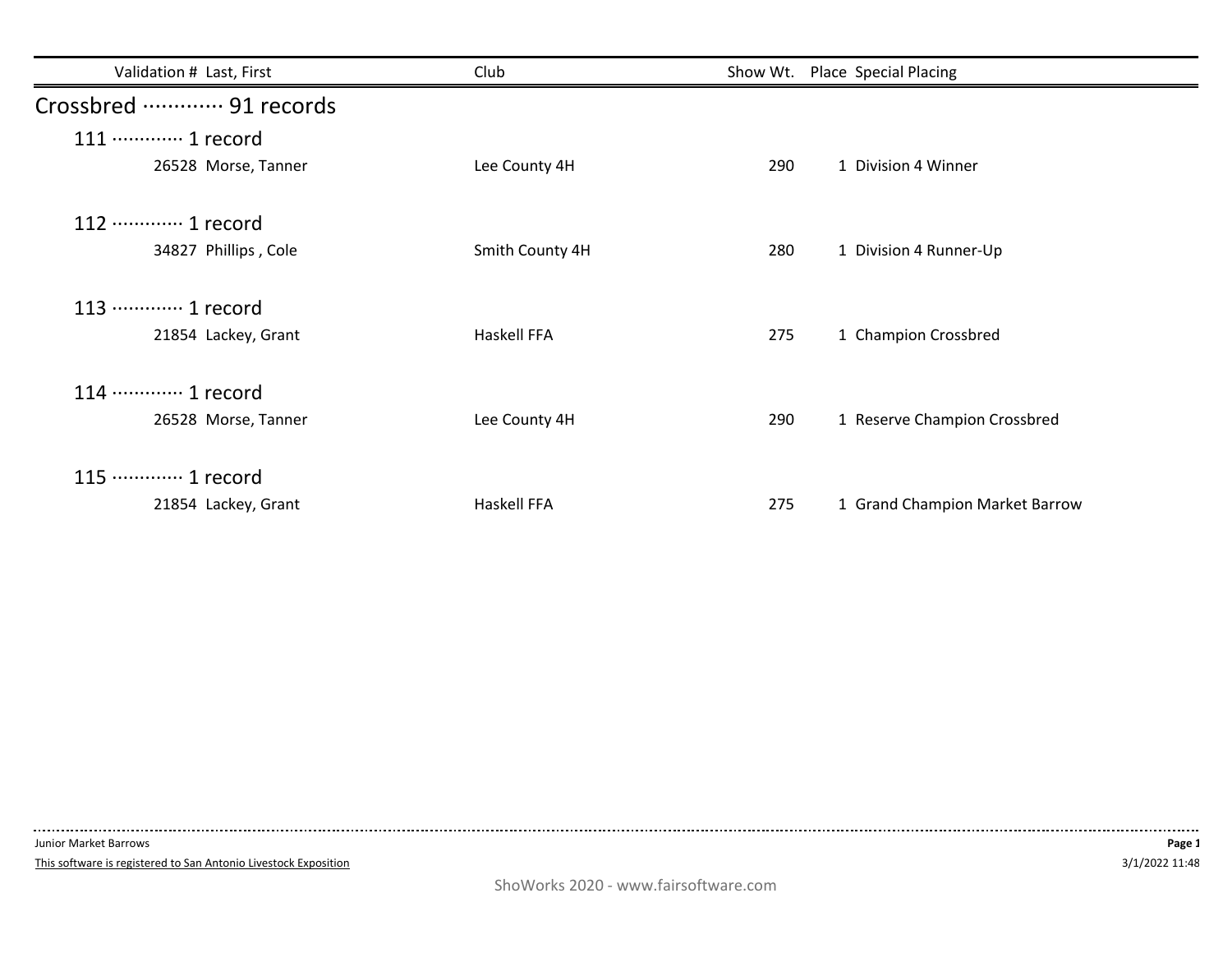| Validation # | Last, First | Club | Show Wt. | Place | Special Placing |
|---|---|---|---|---|---|

## Crossbred ············· 91 records

### 111 ············· 1 record

| Validation # | Last, First | Club | Show Wt. | Place | Special Placing |
|---|---|---|---|---|---|
| 26528 | Morse, Tanner | Lee County 4H | 290 | 1 | Division 4 Winner |

### 112 ············· 1 record

| Validation # | Last, First | Club | Show Wt. | Place | Special Placing |
|---|---|---|---|---|---|
| 34827 | Phillips , Cole | Smith County 4H | 280 | 1 | Division 4 Runner-Up |

### 113 ············· 1 record

| Validation # | Last, First | Club | Show Wt. | Place | Special Placing |
|---|---|---|---|---|---|
| 21854 | Lackey, Grant | Haskell FFA | 275 | 1 | Champion Crossbred |

### 114 ············· 1 record

| Validation # | Last, First | Club | Show Wt. | Place | Special Placing |
|---|---|---|---|---|---|
| 26528 | Morse, Tanner | Lee County 4H | 290 | 1 | Reserve Champion Crossbred |

### 115 ············· 1 record

| Validation # | Last, First | Club | Show Wt. | Place | Special Placing |
|---|---|---|---|---|---|
| 21854 | Lackey, Grant | Haskell FFA | 275 | 1 | Grand Champion Market Barrow |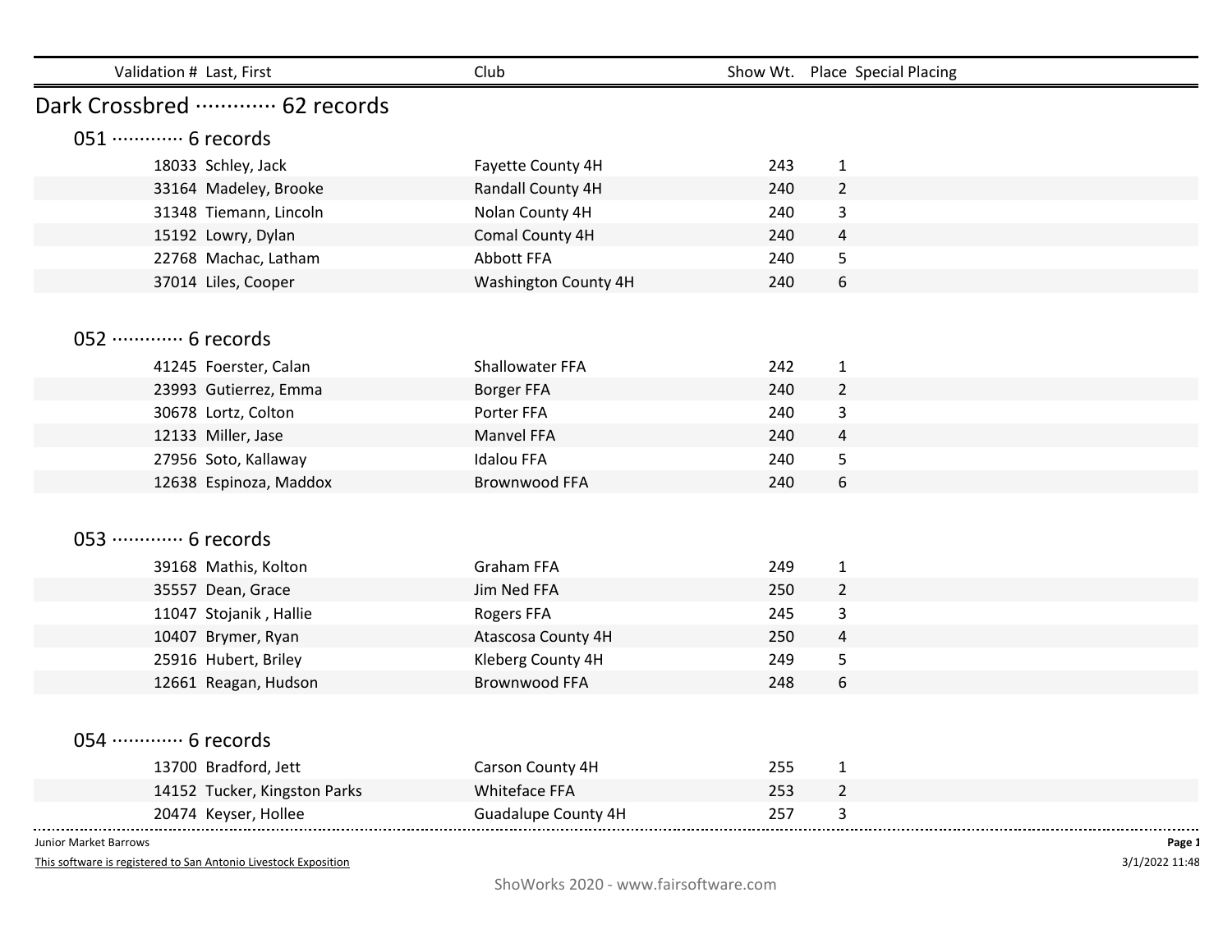| Validation # | Last, First | Club | Show Wt. | Place | Special Placing |
|---|---|---|---|---|---|

## Dark Crossbred ············ 62 records

### 051 ············ 6 records

| Validation # | Last, First | Club | Show Wt. | Place | Special Placing |
|---|---|---|---|---|---|
| 18033 | Schley, Jack | Fayette County 4H | 243 | 1 | |
| 33164 | Madeley, Brooke | Randall County 4H | 240 | 2 | |
| 31348 | Tiemann, Lincoln | Nolan County 4H | 240 | 3 | |
| 15192 | Lowry, Dylan | Comal County 4H | 240 | 4 | |
| 22768 | Machac, Latham | Abbott FFA | 240 | 5 | |
| 37014 | Liles, Cooper | Washington County 4H | 240 | 6 | |

### 052 ············ 6 records

| Validation # | Last, First | Club | Show Wt. | Place | Special Placing |
|---|---|---|---|---|---|
| 41245 | Foerster, Calan | Shallowater FFA | 242 | 1 | |
| 23993 | Gutierrez, Emma | Borger FFA | 240 | 2 | |
| 30678 | Lortz, Colton | Porter FFA | 240 | 3 | |
| 12133 | Miller, Jase | Manvel FFA | 240 | 4 | |
| 27956 | Soto, Kallaway | Idalou FFA | 240 | 5 | |
| 12638 | Espinoza, Maddox | Brownwood FFA | 240 | 6 | |

### 053 ············ 6 records

| Validation # | Last, First | Club | Show Wt. | Place | Special Placing |
|---|---|---|---|---|---|
| 39168 | Mathis, Kolton | Graham FFA | 249 | 1 | |
| 35557 | Dean, Grace | Jim Ned FFA | 250 | 2 | |
| 11047 | Stojanik , Hallie | Rogers FFA | 245 | 3 | |
| 10407 | Brymer, Ryan | Atascosa County 4H | 250 | 4 | |
| 25916 | Hubert, Briley | Kleberg County 4H | 249 | 5 | |
| 12661 | Reagan, Hudson | Brownwood FFA | 248 | 6 | |

### 054 ············ 6 records

| Validation # | Last, First | Club | Show Wt. | Place | Special Placing |
|---|---|---|---|---|---|
| 13700 | Bradford, Jett | Carson County 4H | 255 | 1 | |
| 14152 | Tucker, Kingston Parks | Whiteface FFA | 253 | 2 | |
| 20474 | Keyser, Hollee | Guadalupe County 4H | 257 | 3 | |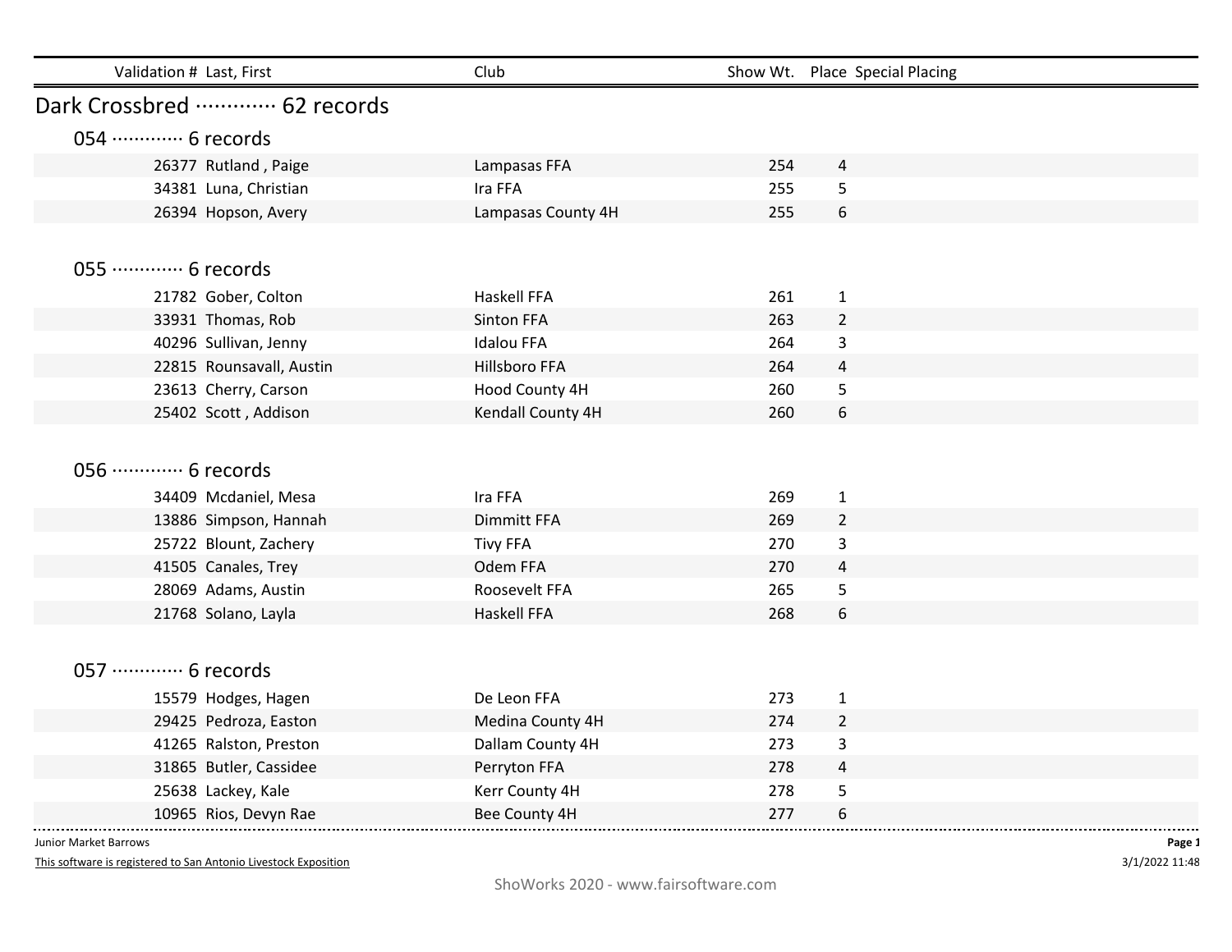| Validation # | Last, First | Club | Show Wt. | Place | Special Placing |
|---|---|---|---|---|---|

## Dark Crossbred ············ 62 records

### 054 ············ 6 records

| Validation # | Last, First | Club | Show Wt. | Place | Special Placing |
|---|---|---|---|---|---|
| 26377 | Rutland , Paige | Lampasas FFA | 254 | 4 | |
| 34381 | Luna, Christian | Ira FFA | 255 | 5 | |
| 26394 | Hopson, Avery | Lampasas County 4H | 255 | 6 | |

### 055 ············ 6 records

| Validation # | Last, First | Club | Show Wt. | Place | Special Placing |
|---|---|---|---|---|---|
| 21782 | Gober, Colton | Haskell FFA | 261 | 1 | |
| 33931 | Thomas, Rob | Sinton FFA | 263 | 2 | |
| 40296 | Sullivan, Jenny | Idalou FFA | 264 | 3 | |
| 22815 | Rounsavall, Austin | Hillsboro FFA | 264 | 4 | |
| 23613 | Cherry, Carson | Hood County 4H | 260 | 5 | |
| 25402 | Scott , Addison | Kendall County 4H | 260 | 6 | |

### 056 ············ 6 records

| Validation # | Last, First | Club | Show Wt. | Place | Special Placing |
|---|---|---|---|---|---|
| 34409 | Mcdaniel, Mesa | Ira FFA | 269 | 1 | |
| 13886 | Simpson, Hannah | Dimmitt FFA | 269 | 2 | |
| 25722 | Blount, Zachery | Tivy FFA | 270 | 3 | |
| 41505 | Canales, Trey | Odem FFA | 270 | 4 | |
| 28069 | Adams, Austin | Roosevelt FFA | 265 | 5 | |
| 21768 | Solano, Layla | Haskell FFA | 268 | 6 | |

### 057 ············ 6 records

| Validation # | Last, First | Club | Show Wt. | Place | Special Placing |
|---|---|---|---|---|---|
| 15579 | Hodges, Hagen | De Leon FFA | 273 | 1 | |
| 29425 | Pedroza, Easton | Medina County 4H | 274 | 2 | |
| 41265 | Ralston, Preston | Dallam County 4H | 273 | 3 | |
| 31865 | Butler, Cassidee | Perryton FFA | 278 | 4 | |
| 25638 | Lackey, Kale | Kerr County 4H | 278 | 5 | |
| 10965 | Rios, Devyn Rae | Bee County 4H | 277 | 6 | |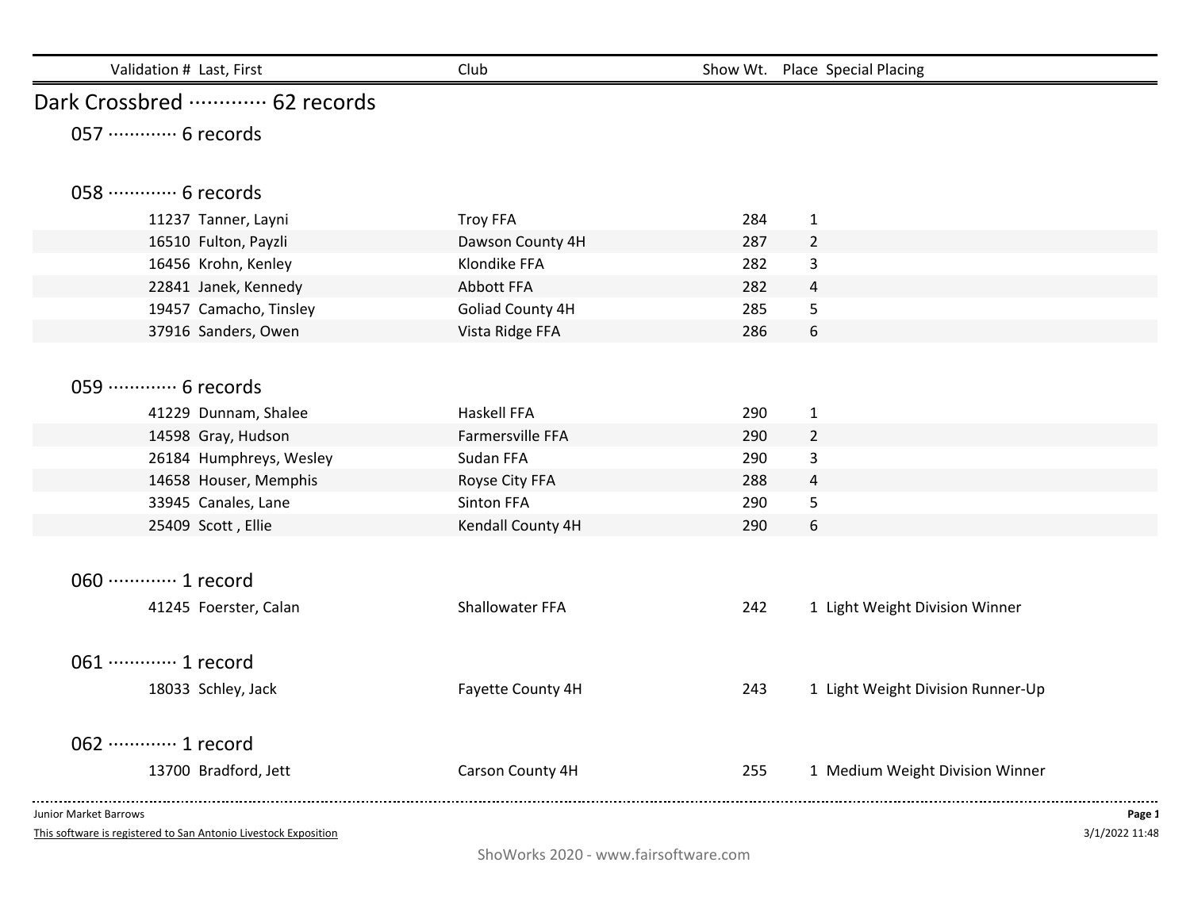| Validation # | Last, First | Club | Show Wt. | Place | Special Placing |
|---|---|---|---|---|---|

## Dark Crossbred ············· 62 records

### 057 ············· 6 records

### 058 ············· 6 records

| Validation # | Last, First | Club | Show Wt. | Place | Special Placing |
|---|---|---|---|---|---|
| 11237 | Tanner, Layni | Troy FFA | 284 | 1 | |
| 16510 | Fulton, Payzli | Dawson County 4H | 287 | 2 | |
| 16456 | Krohn, Kenley | Klondike FFA | 282 | 3 | |
| 22841 | Janek, Kennedy | Abbott FFA | 282 | 4 | |
| 19457 | Camacho, Tinsley | Goliad County 4H | 285 | 5 | |
| 37916 | Sanders, Owen | Vista Ridge FFA | 286 | 6 | |

### 059 ············· 6 records

| Validation # | Last, First | Club | Show Wt. | Place | Special Placing |
|---|---|---|---|---|---|
| 41229 | Dunnam, Shalee | Haskell FFA | 290 | 1 | |
| 14598 | Gray, Hudson | Farmersville FFA | 290 | 2 | |
| 26184 | Humphreys, Wesley | Sudan FFA | 290 | 3 | |
| 14658 | Houser, Memphis | Royse City FFA | 288 | 4 | |
| 33945 | Canales, Lane | Sinton FFA | 290 | 5 | |
| 25409 | Scott , Ellie | Kendall County 4H | 290 | 6 | |

### 060 ············· 1 record

| Validation # | Last, First | Club | Show Wt. | Place | Special Placing |
|---|---|---|---|---|---|
| 41245 | Foerster, Calan | Shallowater FFA | 242 | 1 | Light Weight Division Winner |

### 061 ············· 1 record

| Validation # | Last, First | Club | Show Wt. | Place | Special Placing |
|---|---|---|---|---|---|
| 18033 | Schley, Jack | Fayette County 4H | 243 | 1 | Light Weight Division Runner-Up |

### 062 ············· 1 record

| Validation # | Last, First | Club | Show Wt. | Place | Special Placing |
|---|---|---|---|---|---|
| 13700 | Bradford, Jett | Carson County 4H | 255 | 1 | Medium Weight Division Winner |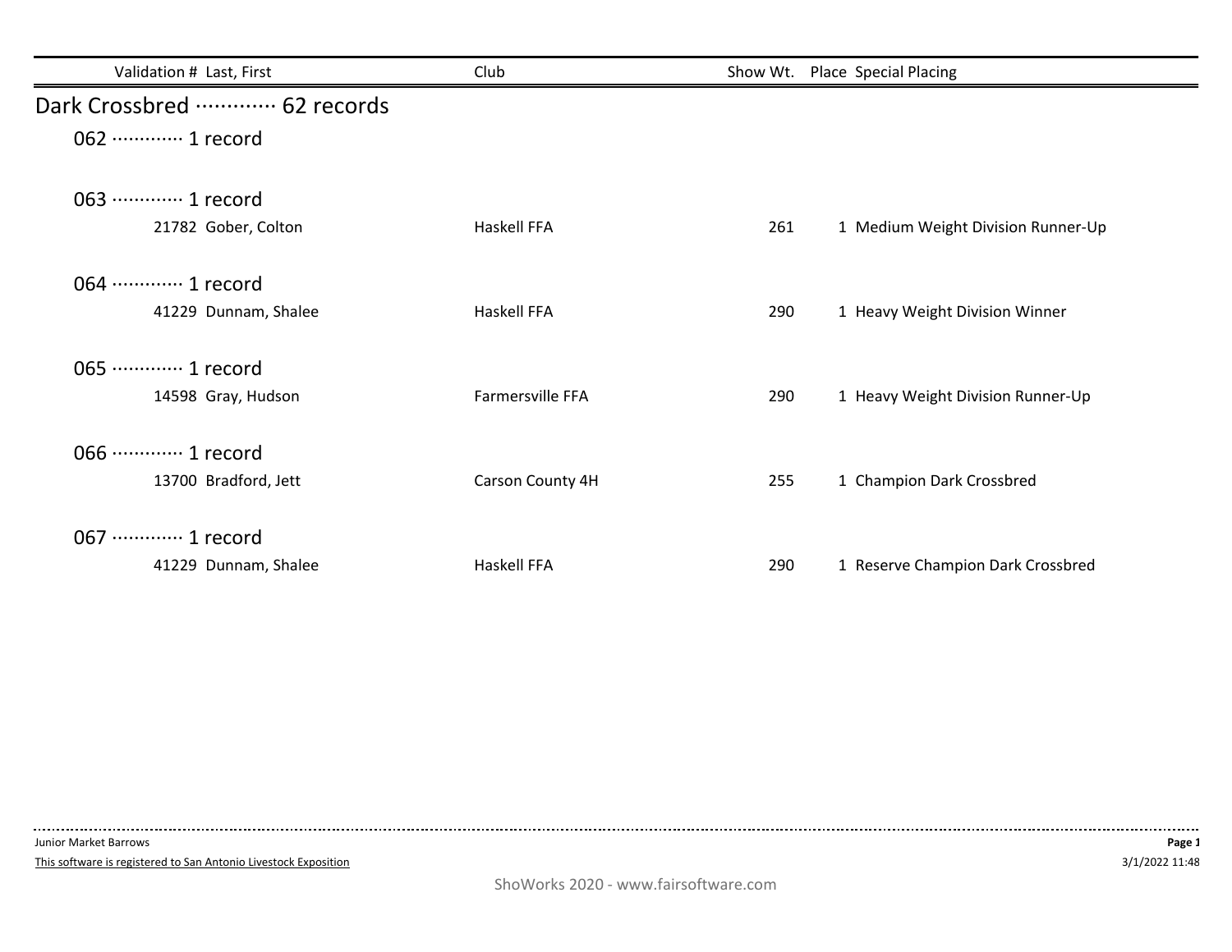| Validation # | Last, First | Club | Show Wt. | Place | Special Placing |
|---|---|---|---|---|---|

## Dark Crossbred ············ 62 records

### 062 ············ 1 record

### 063 ············ 1 record

| Validation # | Last, First | Club | Show Wt. | Place | Special Placing |
|---|---|---|---|---|---|
| 21782 | Gober, Colton | Haskell FFA | 261 | 1 | Medium Weight Division Runner-Up |

### 064 ············ 1 record

| Validation # | Last, First | Club | Show Wt. | Place | Special Placing |
|---|---|---|---|---|---|
| 41229 | Dunnam, Shalee | Haskell FFA | 290 | 1 | Heavy Weight Division Winner |

### 065 ············ 1 record

| Validation # | Last, First | Club | Show Wt. | Place | Special Placing |
|---|---|---|---|---|---|
| 14598 | Gray, Hudson | Farmersville FFA | 290 | 1 | Heavy Weight Division Runner-Up |

### 066 ············ 1 record

| Validation # | Last, First | Club | Show Wt. | Place | Special Placing |
|---|---|---|---|---|---|
| 13700 | Bradford, Jett | Carson County 4H | 255 | 1 | Champion Dark Crossbred |

### 067 ············ 1 record

| Validation # | Last, First | Club | Show Wt. | Place | Special Placing |
|---|---|---|---|---|---|
| 41229 | Dunnam, Shalee | Haskell FFA | 290 | 1 | Reserve Champion Dark Crossbred |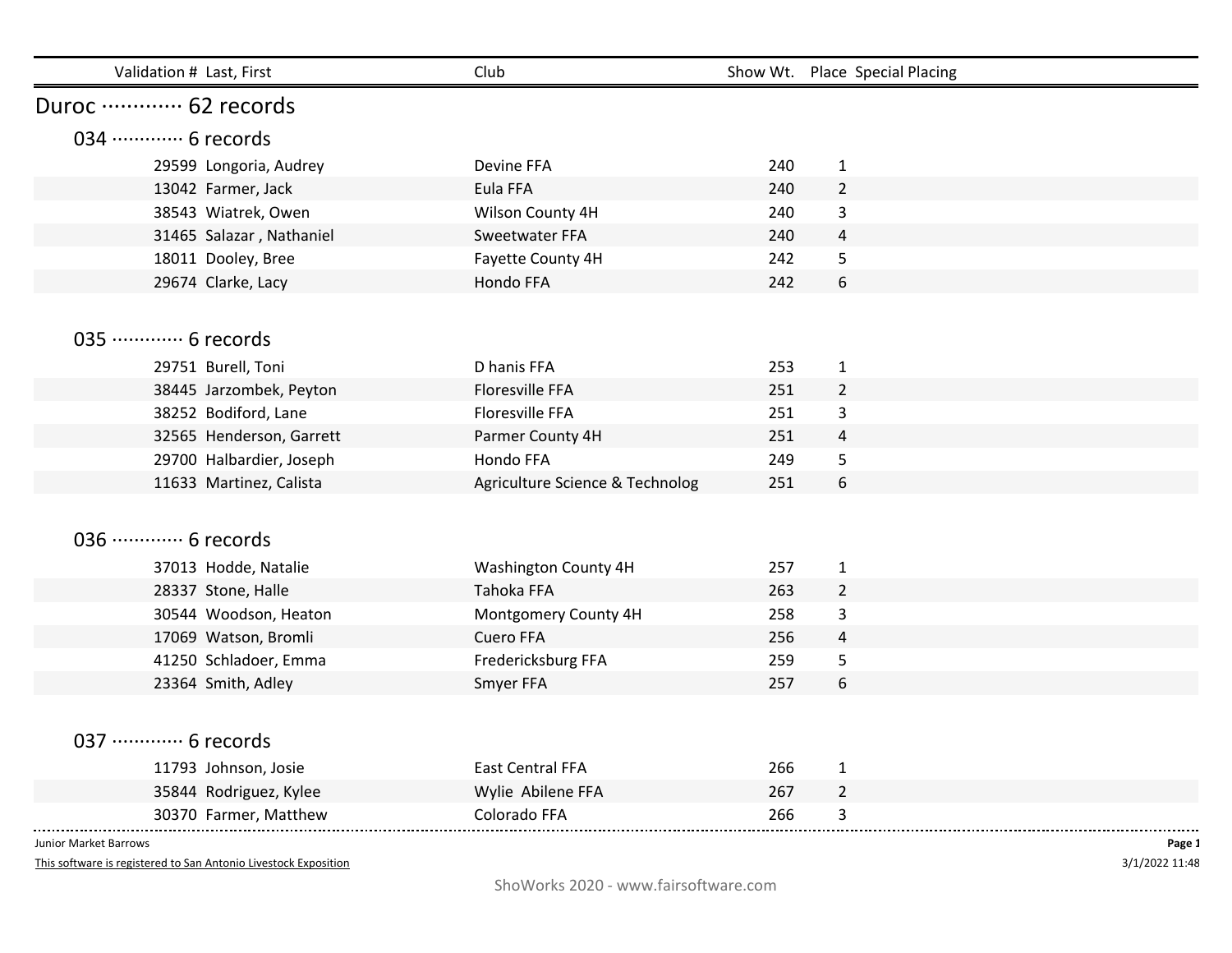| Validation # | Last, First | Club | Show Wt. | Place | Special Placing |
|---|---|---|---|---|---|

## Duroc ············ 62 records

### 034 ············ 6 records

| Validation # | Last, First | Club | Show Wt. | Place | Special Placing |
|---|---|---|---|---|---|
| 29599 | Longoria, Audrey | Devine FFA | 240 | 1 | |
| 13042 | Farmer, Jack | Eula FFA | 240 | 2 | |
| 38543 | Wiatrek, Owen | Wilson County 4H | 240 | 3 | |
| 31465 | Salazar , Nathaniel | Sweetwater FFA | 240 | 4 | |
| 18011 | Dooley, Bree | Fayette County 4H | 242 | 5 | |
| 29674 | Clarke, Lacy | Hondo FFA | 242 | 6 | |

### 035 ············ 6 records

| Validation # | Last, First | Club | Show Wt. | Place | Special Placing |
|---|---|---|---|---|---|
| 29751 | Burell, Toni | D hanis FFA | 253 | 1 | |
| 38445 | Jarzombek, Peyton | Floresville FFA | 251 | 2 | |
| 38252 | Bodiford, Lane | Floresville FFA | 251 | 3 | |
| 32565 | Henderson, Garrett | Parmer County 4H | 251 | 4 | |
| 29700 | Halbardier, Joseph | Hondo FFA | 249 | 5 | |
| 11633 | Martinez, Calista | Agriculture Science & Technolog | 251 | 6 | |

### 036 ············ 6 records

| Validation # | Last, First | Club | Show Wt. | Place | Special Placing |
|---|---|---|---|---|---|
| 37013 | Hodde, Natalie | Washington County 4H | 257 | 1 | |
| 28337 | Stone, Halle | Tahoka FFA | 263 | 2 | |
| 30544 | Woodson, Heaton | Montgomery County 4H | 258 | 3 | |
| 17069 | Watson, Bromli | Cuero FFA | 256 | 4 | |
| 41250 | Schladoer, Emma | Fredericksburg FFA | 259 | 5 | |
| 23364 | Smith, Adley | Smyer FFA | 257 | 6 | |

### 037 ············ 6 records

| Validation # | Last, First | Club | Show Wt. | Place | Special Placing |
|---|---|---|---|---|---|
| 11793 | Johnson, Josie | East Central FFA | 266 | 1 | |
| 35844 | Rodriguez, Kylee | Wylie Abilene FFA | 267 | 2 | |
| 30370 | Farmer, Matthew | Colorado FFA | 266 | 3 | |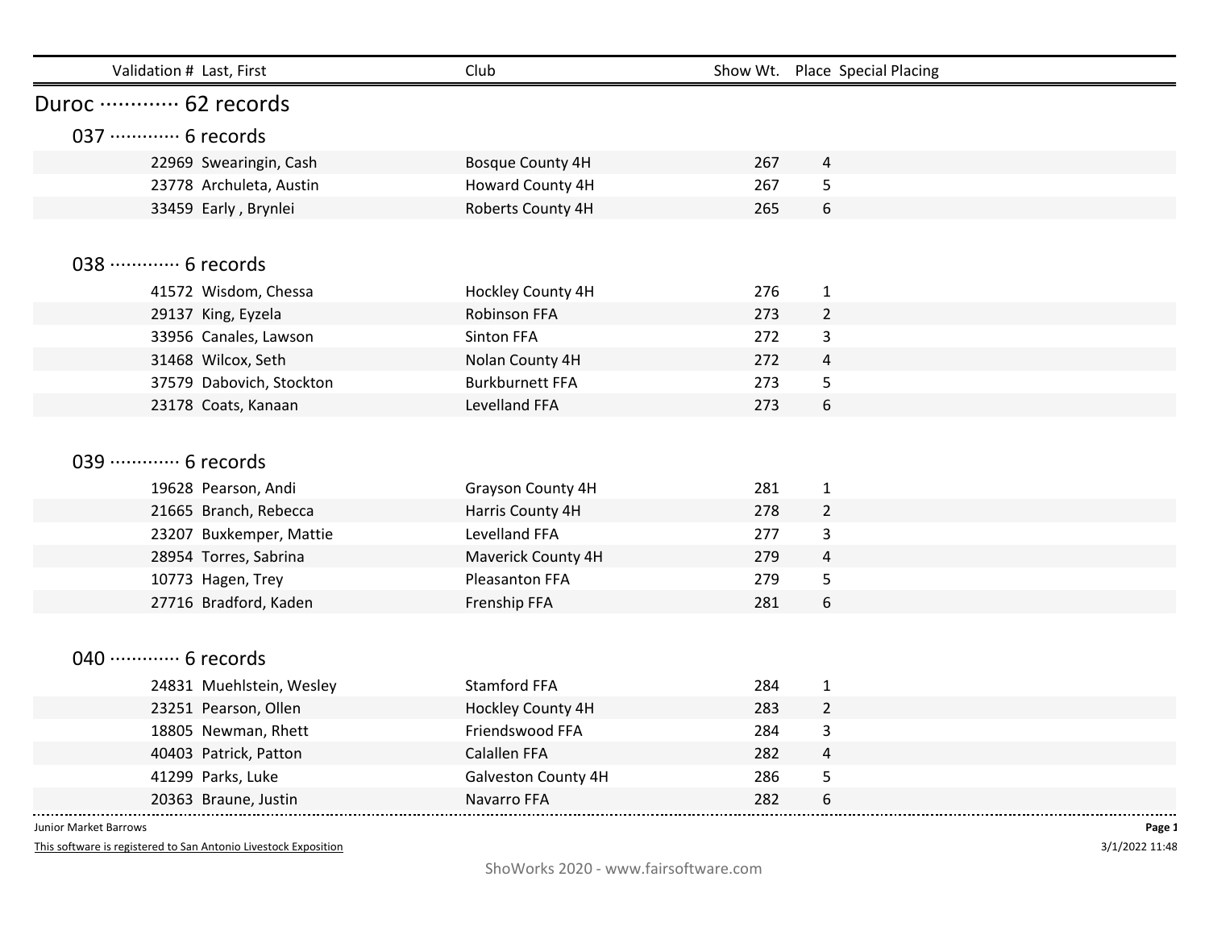| Validation # | Last, First | Club | Show Wt. | Place | Special Placing |
|---|---|---|---|---|---|

## Duroc ············ 62 records

### 037 ············ 6 records

| Validation # | Last, First | Club | Show Wt. | Place | Special Placing |
|---|---|---|---|---|---|
| 22969 | Swearingin, Cash | Bosque County 4H | 267 | 4 | |
| 23778 | Archuleta, Austin | Howard County 4H | 267 | 5 | |
| 33459 | Early , Brynlei | Roberts County 4H | 265 | 6 | |

### 038 ············ 6 records

| Validation # | Last, First | Club | Show Wt. | Place | Special Placing |
|---|---|---|---|---|---|
| 41572 | Wisdom, Chessa | Hockley County 4H | 276 | 1 | |
| 29137 | King, Eyzela | Robinson FFA | 273 | 2 | |
| 33956 | Canales, Lawson | Sinton FFA | 272 | 3 | |
| 31468 | Wilcox, Seth | Nolan County 4H | 272 | 4 | |
| 37579 | Dabovich, Stockton | Burkburnett FFA | 273 | 5 | |
| 23178 | Coats, Kanaan | Levelland FFA | 273 | 6 | |

### 039 ············ 6 records

| Validation # | Last, First | Club | Show Wt. | Place | Special Placing |
|---|---|---|---|---|---|
| 19628 | Pearson, Andi | Grayson County 4H | 281 | 1 | |
| 21665 | Branch, Rebecca | Harris County 4H | 278 | 2 | |
| 23207 | Buxkemper, Mattie | Levelland FFA | 277 | 3 | |
| 28954 | Torres, Sabrina | Maverick County 4H | 279 | 4 | |
| 10773 | Hagen, Trey | Pleasanton FFA | 279 | 5 | |
| 27716 | Bradford, Kaden | Frenship FFA | 281 | 6 | |

### 040 ············ 6 records

| Validation # | Last, First | Club | Show Wt. | Place | Special Placing |
|---|---|---|---|---|---|
| 24831 | Muehlstein, Wesley | Stamford FFA | 284 | 1 | |
| 23251 | Pearson, Ollen | Hockley County 4H | 283 | 2 | |
| 18805 | Newman, Rhett | Friendswood FFA | 284 | 3 | |
| 40403 | Patrick, Patton | Calallen FFA | 282 | 4 | |
| 41299 | Parks, Luke | Galveston County 4H | 286 | 5 | |
| 20363 | Braune, Justin | Navarro FFA | 282 | 6 | |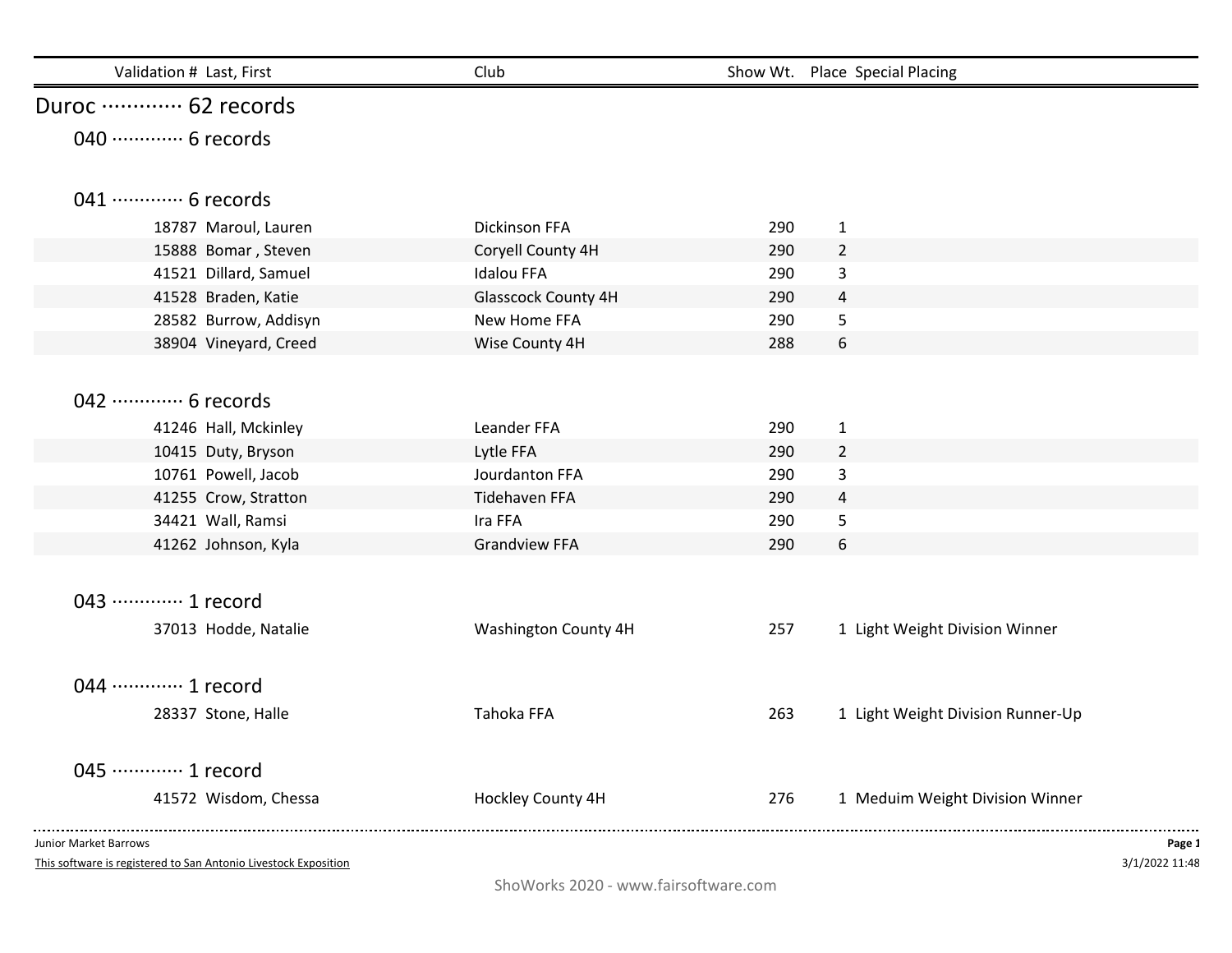| Validation # | Last, First | Club | Show Wt. | Place | Special Placing |
|---|---|---|---|---|---|

## Duroc ············· 62 records

### 040 ············· 6 records

### 041 ············· 6 records

| Validation # | Last, First | Club | Show Wt. | Place | Special Placing |
|---|---|---|---|---|---|
| 18787 | Maroul, Lauren | Dickinson FFA | 290 | 1 | |
| 15888 | Bomar , Steven | Coryell County 4H | 290 | 2 | |
| 41521 | Dillard, Samuel | Idalou FFA | 290 | 3 | |
| 41528 | Braden, Katie | Glasscock County 4H | 290 | 4 | |
| 28582 | Burrow, Addisyn | New Home FFA | 290 | 5 | |
| 38904 | Vineyard, Creed | Wise County 4H | 288 | 6 | |

### 042 ············· 6 records

| Validation # | Last, First | Club | Show Wt. | Place | Special Placing |
|---|---|---|---|---|---|
| 41246 | Hall, Mckinley | Leander FFA | 290 | 1 | |
| 10415 | Duty, Bryson | Lytle FFA | 290 | 2 | |
| 10761 | Powell, Jacob | Jourdanton FFA | 290 | 3 | |
| 41255 | Crow, Stratton | Tidehaven FFA | 290 | 4 | |
| 34421 | Wall, Ramsi | Ira FFA | 290 | 5 | |
| 41262 | Johnson, Kyla | Grandview FFA | 290 | 6 | |

### 043 ············· 1 record

| Validation # | Last, First | Club | Show Wt. | Place | Special Placing |
|---|---|---|---|---|---|
| 37013 | Hodde, Natalie | Washington County 4H | 257 | 1 | Light Weight Division Winner |

### 044 ············· 1 record

| Validation # | Last, First | Club | Show Wt. | Place | Special Placing |
|---|---|---|---|---|---|
| 28337 | Stone, Halle | Tahoka FFA | 263 | 1 | Light Weight Division Runner-Up |

### 045 ············· 1 record

| Validation # | Last, First | Club | Show Wt. | Place | Special Placing |
|---|---|---|---|---|---|
| 41572 | Wisdom, Chessa | Hockley County 4H | 276 | 1 | Meduim Weight Division Winner |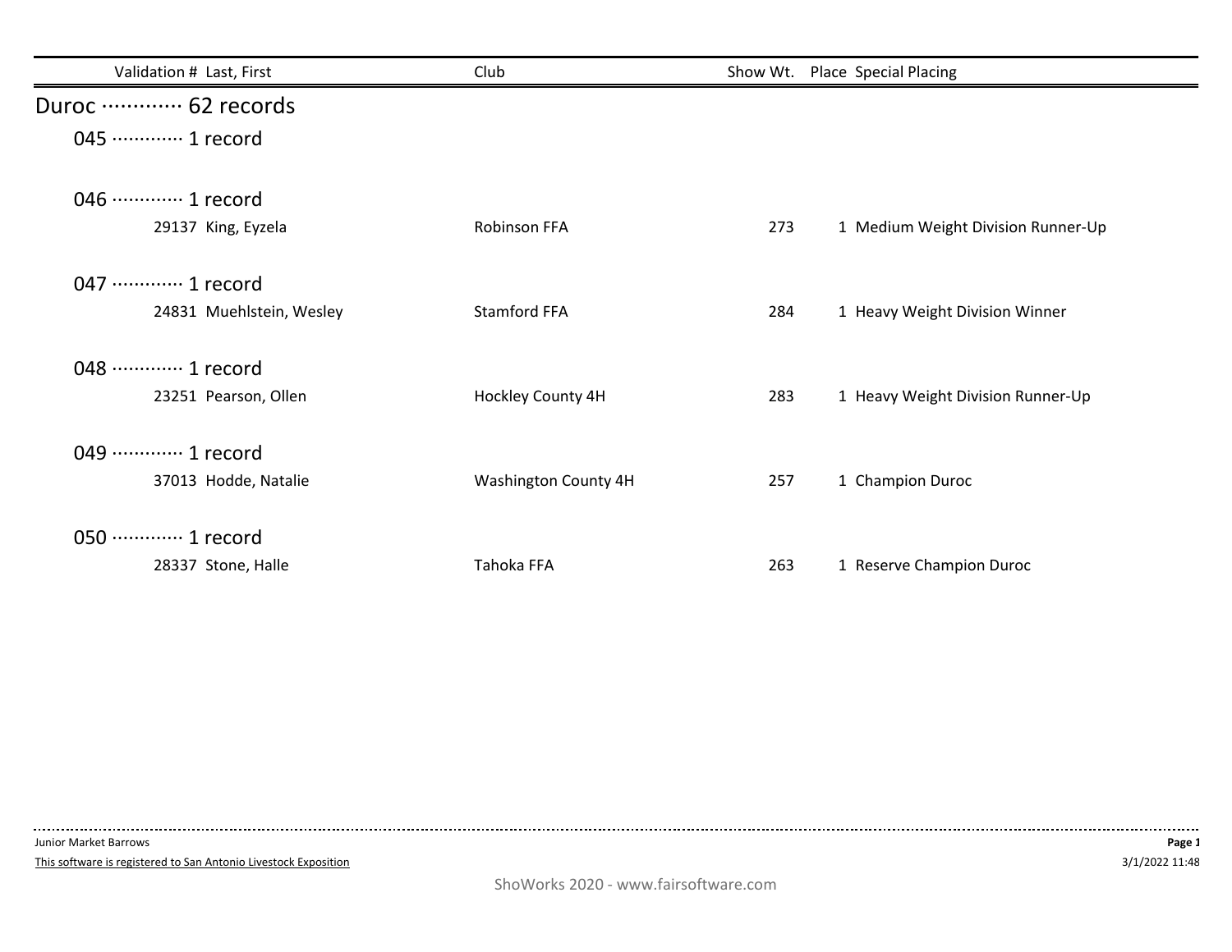| Validation # | Last, First | Club | Show Wt. | Place | Special Placing |
|---|---|---|---|---|---|

## Duroc ············· 62 records

### 045 ············· 1 record

### 046 ············· 1 record

| Validation # | Last, First | Club | Show Wt. | Place | Special Placing |
|---|---|---|---|---|---|
| 29137 | King, Eyzela | Robinson FFA | 273 | 1 | Medium Weight Division Runner-Up |

### 047 ············· 1 record

| Validation # | Last, First | Club | Show Wt. | Place | Special Placing |
|---|---|---|---|---|---|
| 24831 | Muehlstein, Wesley | Stamford FFA | 284 | 1 | Heavy Weight Division Winner |

### 048 ············· 1 record

| Validation # | Last, First | Club | Show Wt. | Place | Special Placing |
|---|---|---|---|---|---|
| 23251 | Pearson, Ollen | Hockley County 4H | 283 | 1 | Heavy Weight Division Runner-Up |

### 049 ············· 1 record

| Validation # | Last, First | Club | Show Wt. | Place | Special Placing |
|---|---|---|---|---|---|
| 37013 | Hodde, Natalie | Washington County 4H | 257 | 1 | Champion Duroc |

### 050 ············· 1 record

| Validation # | Last, First | Club | Show Wt. | Place | Special Placing |
|---|---|---|---|---|---|
| 28337 | Stone, Halle | Tahoka FFA | 263 | 1 | Reserve Champion Duroc |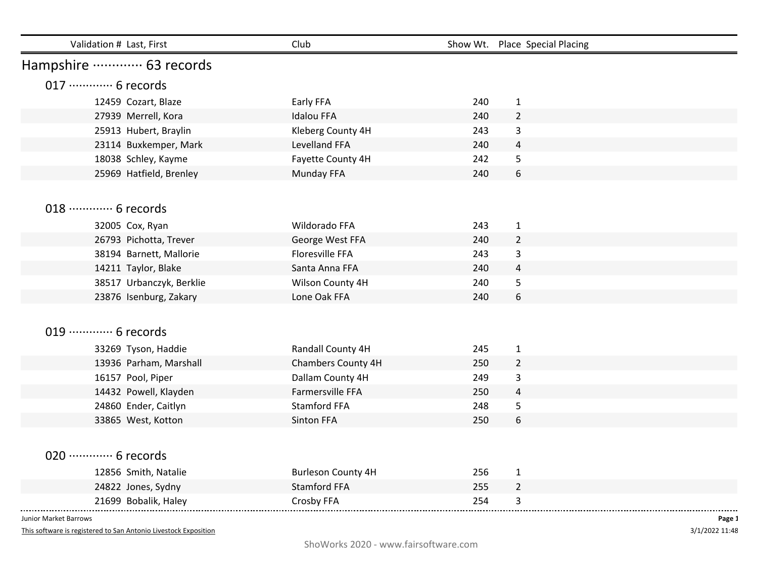| Validation # | Last, First | Club | Show Wt. | Place | Special Placing |
|---|---|---|---|---|---|

## Hampshire ············· 63 records

### 017 ············· 6 records

| Validation # | Last, First | Club | Show Wt. | Place | Special Placing |
|---|---|---|---|---|---|
| 12459 | Cozart, Blaze | Early FFA | 240 | 1 | |
| 27939 | Merrell, Kora | Idalou FFA | 240 | 2 | |
| 25913 | Hubert, Braylin | Kleberg County 4H | 243 | 3 | |
| 23114 | Buxkemper, Mark | Levelland FFA | 240 | 4 | |
| 18038 | Schley, Kayme | Fayette County 4H | 242 | 5 | |
| 25969 | Hatfield, Brenley | Munday FFA | 240 | 6 | |

### 018 ············· 6 records

| Validation # | Last, First | Club | Show Wt. | Place | Special Placing |
|---|---|---|---|---|---|
| 32005 | Cox, Ryan | Wildorado FFA | 243 | 1 | |
| 26793 | Pichotta, Trever | George West FFA | 240 | 2 | |
| 38194 | Barnett, Mallorie | Floresville FFA | 243 | 3 | |
| 14211 | Taylor, Blake | Santa Anna FFA | 240 | 4 | |
| 38517 | Urbanczyk, Berklie | Wilson County 4H | 240 | 5 | |
| 23876 | Isenburg, Zakary | Lone Oak FFA | 240 | 6 | |

### 019 ············· 6 records

| Validation # | Last, First | Club | Show Wt. | Place | Special Placing |
|---|---|---|---|---|---|
| 33269 | Tyson, Haddie | Randall County 4H | 245 | 1 | |
| 13936 | Parham, Marshall | Chambers County 4H | 250 | 2 | |
| 16157 | Pool, Piper | Dallam County 4H | 249 | 3 | |
| 14432 | Powell, Klayden | Farmersville FFA | 250 | 4 | |
| 24860 | Ender, Caitlyn | Stamford FFA | 248 | 5 | |
| 33865 | West, Kotton | Sinton FFA | 250 | 6 | |

### 020 ············· 6 records

| Validation # | Last, First | Club | Show Wt. | Place | Special Placing |
|---|---|---|---|---|---|
| 12856 | Smith, Natalie | Burleson County 4H | 256 | 1 | |
| 24822 | Jones, Sydny | Stamford FFA | 255 | 2 | |
| 21699 | Bobalik, Haley | Crosby FFA | 254 | 3 | |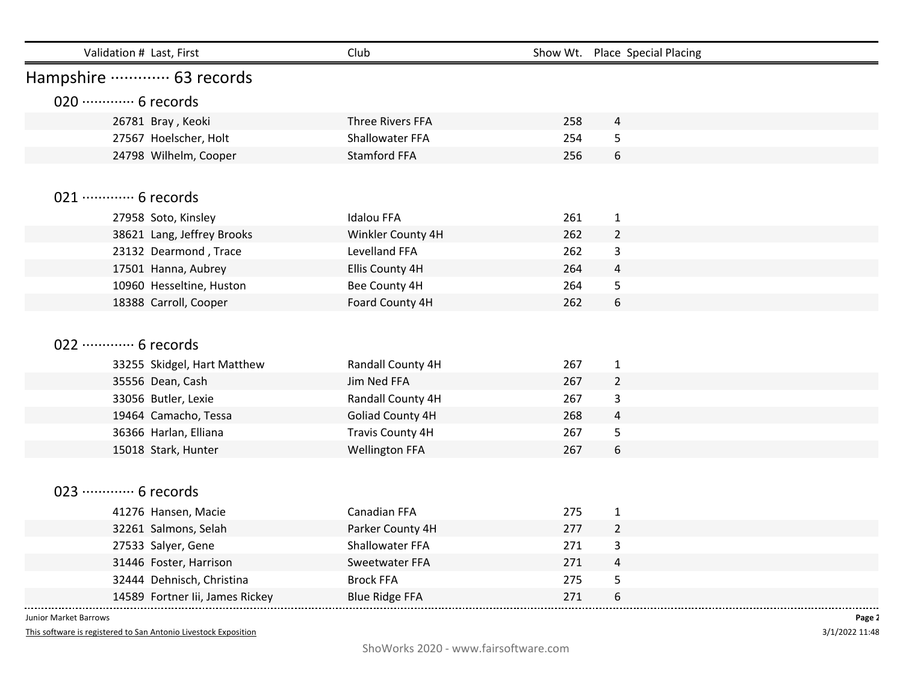| Validation # | Last, First | Club | Show Wt. | Place | Special Placing |
|---|---|---|---|---|---|

## Hampshire ············· 63 records

### 020 ············· 6 records

| Validation # | Last, First | Club | Show Wt. | Place | Special Placing |
|---|---|---|---|---|---|
| 26781 | Bray , Keoki | Three Rivers FFA | 258 | 4 | |
| 27567 | Hoelscher, Holt | Shallowater FFA | 254 | 5 | |
| 24798 | Wilhelm, Cooper | Stamford FFA | 256 | 6 | |

### 021 ············· 6 records

| Validation # | Last, First | Club | Show Wt. | Place | Special Placing |
|---|---|---|---|---|---|
| 27958 | Soto, Kinsley | Idalou FFA | 261 | 1 | |
| 38621 | Lang, Jeffrey Brooks | Winkler County 4H | 262 | 2 | |
| 23132 | Dearmond , Trace | Levelland FFA | 262 | 3 | |
| 17501 | Hanna, Aubrey | Ellis County 4H | 264 | 4 | |
| 10960 | Hesseltine, Huston | Bee County 4H | 264 | 5 | |
| 18388 | Carroll, Cooper | Foard County 4H | 262 | 6 | |

### 022 ············· 6 records

| Validation # | Last, First | Club | Show Wt. | Place | Special Placing |
|---|---|---|---|---|---|
| 33255 | Skidgel, Hart Matthew | Randall County 4H | 267 | 1 | |
| 35556 | Dean, Cash | Jim Ned FFA | 267 | 2 | |
| 33056 | Butler, Lexie | Randall County 4H | 267 | 3 | |
| 19464 | Camacho, Tessa | Goliad County 4H | 268 | 4 | |
| 36366 | Harlan, Elliana | Travis County 4H | 267 | 5 | |
| 15018 | Stark, Hunter | Wellington FFA | 267 | 6 | |

### 023 ············· 6 records

| Validation # | Last, First | Club | Show Wt. | Place | Special Placing |
|---|---|---|---|---|---|
| 41276 | Hansen, Macie | Canadian FFA | 275 | 1 | |
| 32261 | Salmons, Selah | Parker County 4H | 277 | 2 | |
| 27533 | Salyer, Gene | Shallowater FFA | 271 | 3 | |
| 31446 | Foster, Harrison | Sweetwater FFA | 271 | 4 | |
| 32444 | Dehnisch, Christina | Brock FFA | 275 | 5 | |
| 14589 | Fortner Iii, James Rickey | Blue Ridge FFA | 271 | 6 | |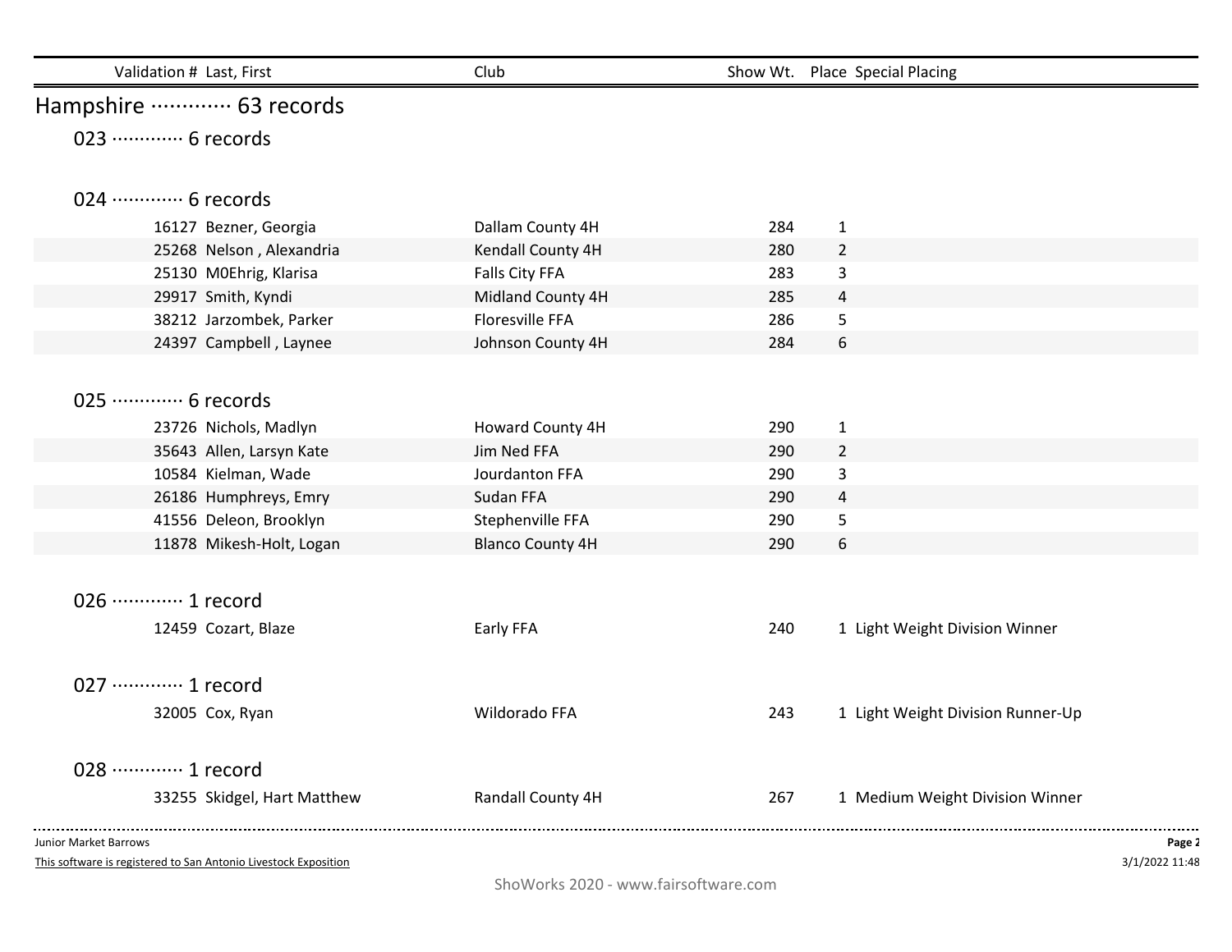| Validation # | Last, First | Club | Show Wt. | Place | Special Placing |
|---|---|---|---|---|---|

## Hampshire ············· 63 records

### 023 ············· 6 records

### 024 ············· 6 records

| Validation # | Last, First | Club | Show Wt. | Place | Special Placing |
|---|---|---|---|---|---|
| 16127 | Bezner, Georgia | Dallam County 4H | 284 | 1 | |
| 25268 | Nelson , Alexandria | Kendall County 4H | 280 | 2 | |
| 25130 | M0Ehrig, Klarisa | Falls City FFA | 283 | 3 | |
| 29917 | Smith, Kyndi | Midland County 4H | 285 | 4 | |
| 38212 | Jarzombek, Parker | Floresville FFA | 286 | 5 | |
| 24397 | Campbell , Laynee | Johnson County 4H | 284 | 6 | |

### 025 ············· 6 records

| Validation # | Last, First | Club | Show Wt. | Place | Special Placing |
|---|---|---|---|---|---|
| 23726 | Nichols, Madlyn | Howard County 4H | 290 | 1 | |
| 35643 | Allen, Larsyn Kate | Jim Ned FFA | 290 | 2 | |
| 10584 | Kielman, Wade | Jourdanton FFA | 290 | 3 | |
| 26186 | Humphreys, Emry | Sudan FFA | 290 | 4 | |
| 41556 | Deleon, Brooklyn | Stephenville FFA | 290 | 5 | |
| 11878 | Mikesh-Holt, Logan | Blanco County 4H | 290 | 6 | |

### 026 ············· 1 record

| Validation # | Last, First | Club | Show Wt. | Place | Special Placing |
|---|---|---|---|---|---|
| 12459 | Cozart, Blaze | Early FFA | 240 | 1 | Light Weight Division Winner |

### 027 ············· 1 record

| Validation # | Last, First | Club | Show Wt. | Place | Special Placing |
|---|---|---|---|---|---|
| 32005 | Cox, Ryan | Wildorado FFA | 243 | 1 | Light Weight Division Runner-Up |

### 028 ············· 1 record

| Validation # | Last, First | Club | Show Wt. | Place | Special Placing |
|---|---|---|---|---|---|
| 33255 | Skidgel, Hart Matthew | Randall County 4H | 267 | 1 | Medium Weight Division Winner |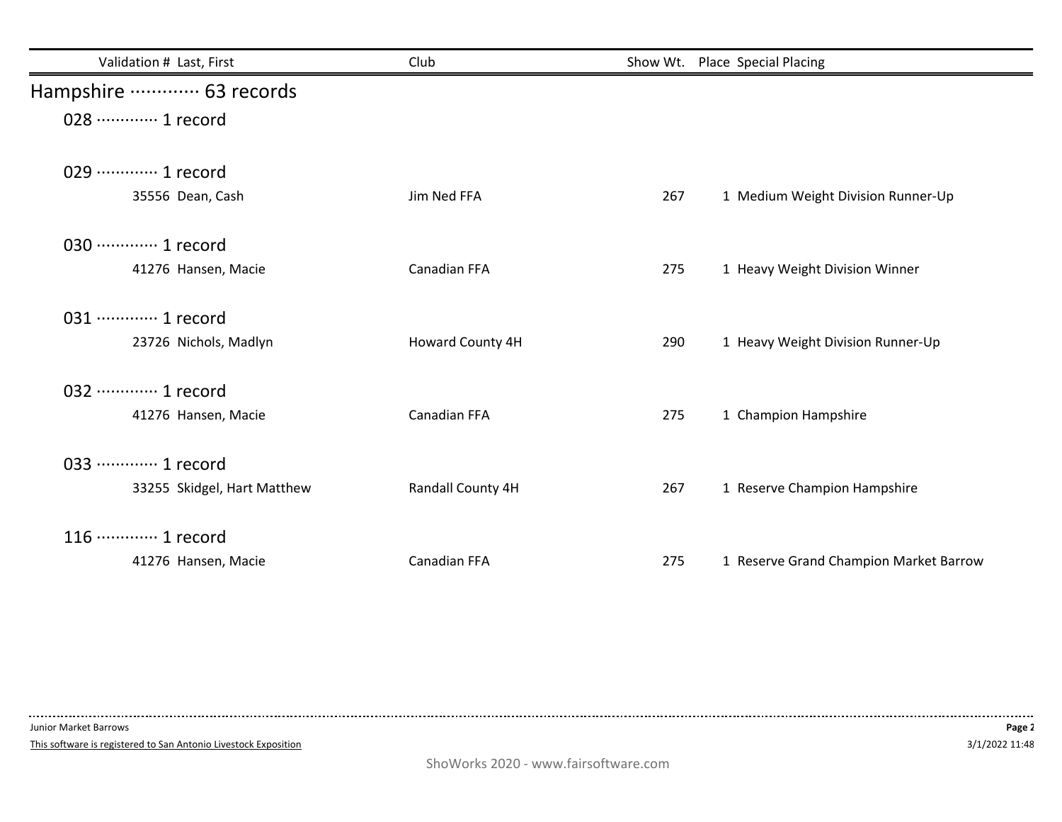| Validation # | Last, First | Club | Show Wt. | Place | Special Placing |
|---|---|---|---|---|---|

## Hampshire ············· 63 records

### 028 ············· 1 record

### 029 ············· 1 record

| Validation # | Last, First | Club | Show Wt. | Place | Special Placing |
|---|---|---|---|---|---|
| 35556 | Dean, Cash | Jim Ned FFA | 267 | 1 | Medium Weight Division Runner-Up |

### 030 ············· 1 record

| Validation # | Last, First | Club | Show Wt. | Place | Special Placing |
|---|---|---|---|---|---|
| 41276 | Hansen, Macie | Canadian FFA | 275 | 1 | Heavy Weight Division Winner |

### 031 ············· 1 record

| Validation # | Last, First | Club | Show Wt. | Place | Special Placing |
|---|---|---|---|---|---|
| 23726 | Nichols, Madlyn | Howard County 4H | 290 | 1 | Heavy Weight Division Runner-Up |

### 032 ············· 1 record

| Validation # | Last, First | Club | Show Wt. | Place | Special Placing |
|---|---|---|---|---|---|
| 41276 | Hansen, Macie | Canadian FFA | 275 | 1 | Champion Hampshire |

### 033 ············· 1 record

| Validation # | Last, First | Club | Show Wt. | Place | Special Placing |
|---|---|---|---|---|---|
| 33255 | Skidgel, Hart Matthew | Randall County 4H | 267 | 1 | Reserve Champion Hampshire |

### 116 ············· 1 record

| Validation # | Last, First | Club | Show Wt. | Place | Special Placing |
|---|---|---|---|---|---|
| 41276 | Hansen, Macie | Canadian FFA | 275 | 1 | Reserve Grand Champion Market Barrow |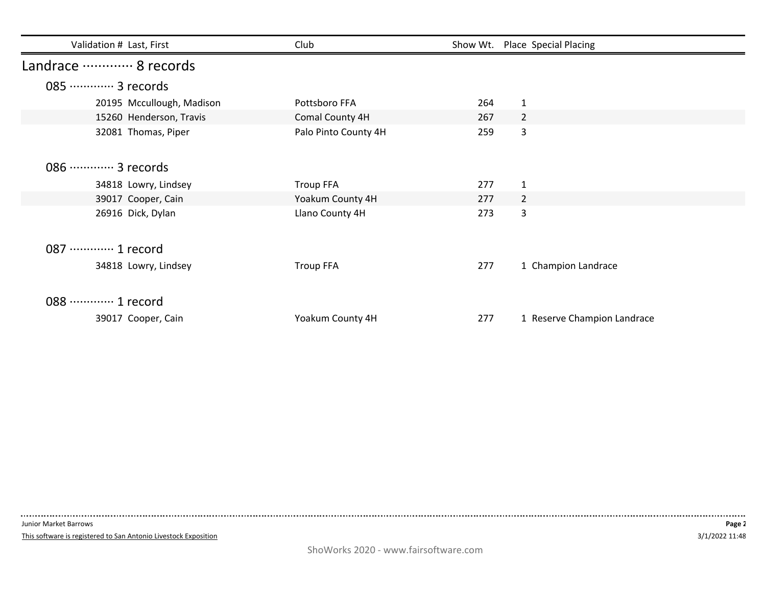| Validation # | Last, First | Club | Show Wt. | Place | Special Placing |
|---|---|---|---|---|---|

## Landrace ············· 8 records

### 085 ············· 3 records

| Validation # | Last, First | Club | Show Wt. | Place | Special Placing |
|---|---|---|---|---|---|
| 20195 | Mccullough, Madison | Pottsboro FFA | 264 | 1 | |
| 15260 | Henderson, Travis | Comal County 4H | 267 | 2 | |
| 32081 | Thomas, Piper | Palo Pinto County 4H | 259 | 3 | |

### 086 ············· 3 records

| Validation # | Last, First | Club | Show Wt. | Place | Special Placing |
|---|---|---|---|---|---|
| 34818 | Lowry, Lindsey | Troup FFA | 277 | 1 | |
| 39017 | Cooper, Cain | Yoakum County 4H | 277 | 2 | |
| 26916 | Dick, Dylan | Llano County 4H | 273 | 3 | |

### 087 ············· 1 record

| Validation # | Last, First | Club | Show Wt. | Place | Special Placing |
|---|---|---|---|---|---|
| 34818 | Lowry, Lindsey | Troup FFA | 277 | 1 | Champion Landrace |

### 088 ············· 1 record

| Validation # | Last, First | Club | Show Wt. | Place | Special Placing |
|---|---|---|---|---|---|
| 39017 | Cooper, Cain | Yoakum County 4H | 277 | 1 | Reserve Champion Landrace |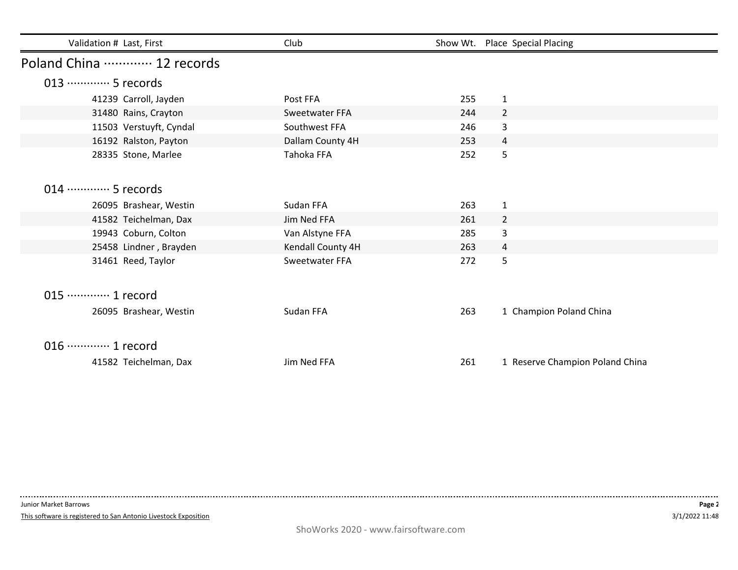| Validation # | Last, First | Club | Show Wt. | Place | Special Placing |
|---|---|---|---|---|---|

## Poland China ············· 12 records

### 013 ············· 5 records

| Validation # | Last, First | Club | Show Wt. | Place | Special Placing |
|---|---|---|---|---|---|
| 41239 | Carroll, Jayden | Post FFA | 255 | 1 | |
| 31480 | Rains, Crayton | Sweetwater FFA | 244 | 2 | |
| 11503 | Verstuyft, Cyndal | Southwest FFA | 246 | 3 | |
| 16192 | Ralston, Payton | Dallam County 4H | 253 | 4 | |
| 28335 | Stone, Marlee | Tahoka FFA | 252 | 5 | |

### 014 ············· 5 records

| Validation # | Last, First | Club | Show Wt. | Place | Special Placing |
|---|---|---|---|---|---|
| 26095 | Brashear, Westin | Sudan FFA | 263 | 1 | |
| 41582 | Teichelman, Dax | Jim Ned FFA | 261 | 2 | |
| 19943 | Coburn, Colton | Van Alstyne FFA | 285 | 3 | |
| 25458 | Lindner , Brayden | Kendall County 4H | 263 | 4 | |
| 31461 | Reed, Taylor | Sweetwater FFA | 272 | 5 | |

### 015 ············· 1 record

| Validation # | Last, First | Club | Show Wt. | Place | Special Placing |
|---|---|---|---|---|---|
| 26095 | Brashear, Westin | Sudan FFA | 263 | 1 | Champion Poland China |

### 016 ············· 1 record

| Validation # | Last, First | Club | Show Wt. | Place | Special Placing |
|---|---|---|---|---|---|
| 41582 | Teichelman, Dax | Jim Ned FFA | 261 | 1 | Reserve Champion Poland China |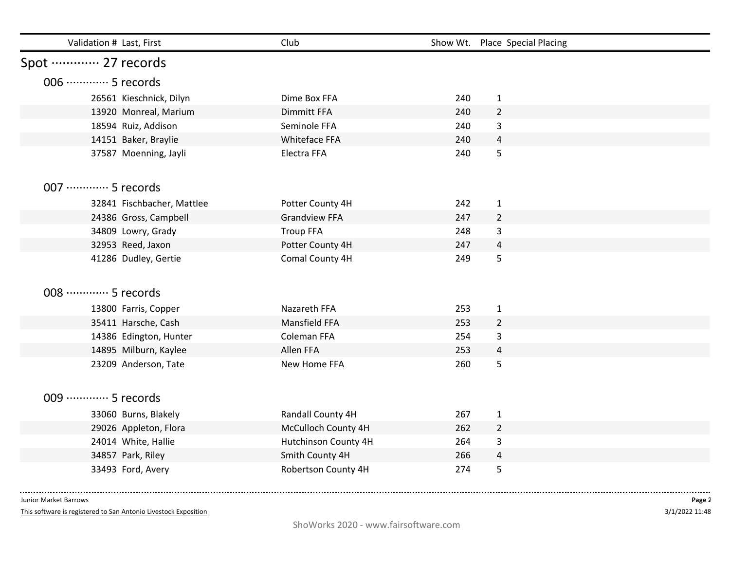| Validation # | Last, First | Club | Show Wt. | Place | Special Placing |
|---|---|---|---|---|---|

## Spot ············ 27 records

### 006 ············ 5 records

| Validation # | Last, First | Club | Show Wt. | Place | Special Placing |
|---|---|---|---|---|---|
| 26561 | Kieschnick, Dilyn | Dime Box FFA | 240 | 1 | |
| 13920 | Monreal, Marium | Dimmitt FFA | 240 | 2 | |
| 18594 | Ruiz, Addison | Seminole FFA | 240 | 3 | |
| 14151 | Baker, Braylie | Whiteface FFA | 240 | 4 | |
| 37587 | Moenning, Jayli | Electra FFA | 240 | 5 | |

### 007 ············ 5 records

| Validation # | Last, First | Club | Show Wt. | Place | Special Placing |
|---|---|---|---|---|---|
| 32841 | Fischbacher, Mattlee | Potter County 4H | 242 | 1 | |
| 24386 | Gross, Campbell | Grandview FFA | 247 | 2 | |
| 34809 | Lowry, Grady | Troup FFA | 248 | 3 | |
| 32953 | Reed, Jaxon | Potter County 4H | 247 | 4 | |
| 41286 | Dudley, Gertie | Comal County 4H | 249 | 5 | |

### 008 ············ 5 records

| Validation # | Last, First | Club | Show Wt. | Place | Special Placing |
|---|---|---|---|---|---|
| 13800 | Farris, Copper | Nazareth FFA | 253 | 1 | |
| 35411 | Harsche, Cash | Mansfield FFA | 253 | 2 | |
| 14386 | Edington, Hunter | Coleman FFA | 254 | 3 | |
| 14895 | Milburn, Kaylee | Allen FFA | 253 | 4 | |
| 23209 | Anderson, Tate | New Home FFA | 260 | 5 | |

### 009 ············ 5 records

| Validation # | Last, First | Club | Show Wt. | Place | Special Placing |
|---|---|---|---|---|---|
| 33060 | Burns, Blakely | Randall County 4H | 267 | 1 | |
| 29026 | Appleton, Flora | McCulloch County 4H | 262 | 2 | |
| 24014 | White, Hallie | Hutchinson County 4H | 264 | 3 | |
| 34857 | Park, Riley | Smith County 4H | 266 | 4 | |
| 33493 | Ford, Avery | Robertson County 4H | 274 | 5 | |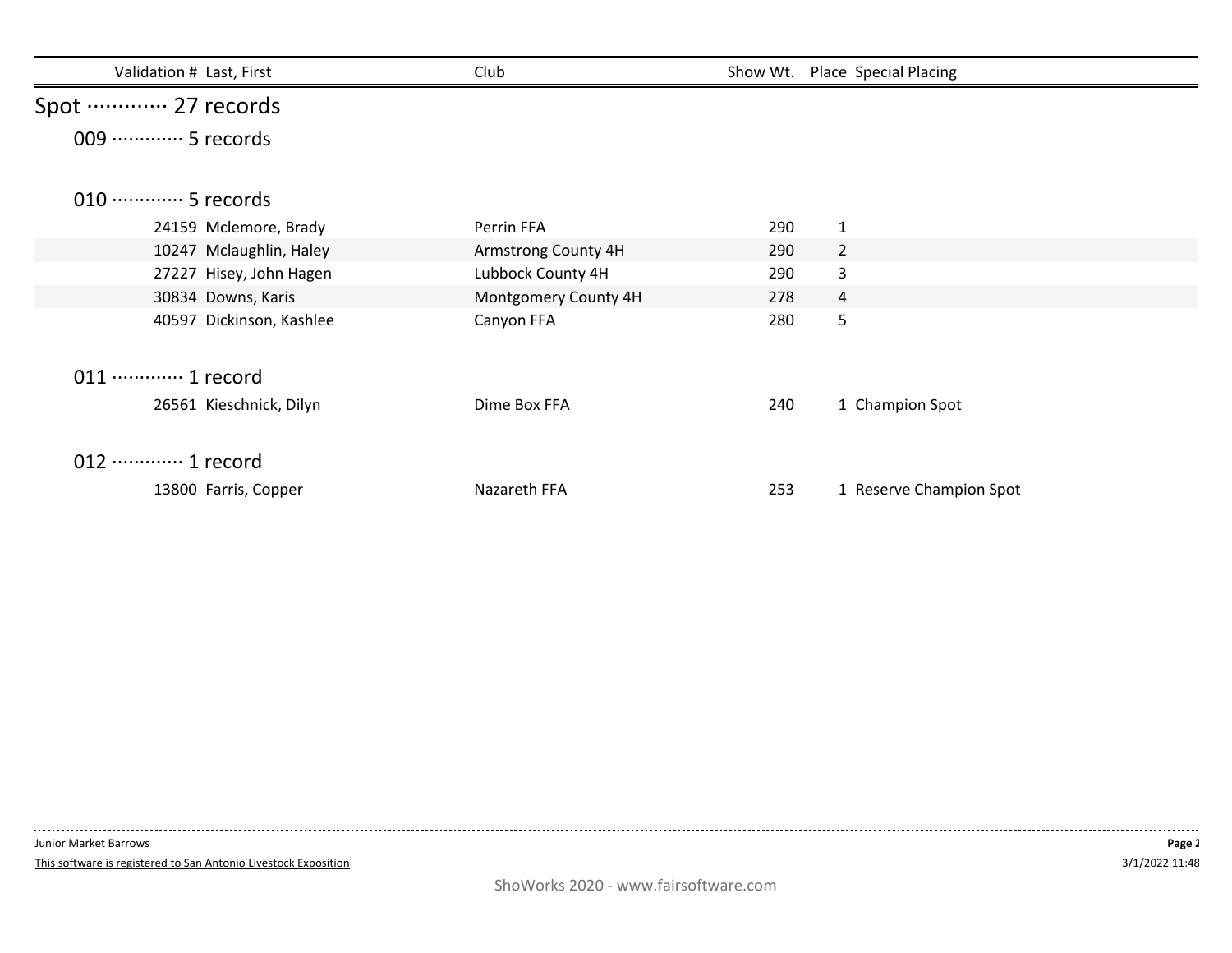| Validation # | Last, First | Club | Show Wt. | Place | Special Placing |
|---|---|---|---|---|---|

## Spot ············· 27 records

### 009 ············· 5 records

### 010 ············· 5 records

| Validation # | Last, First | Club | Show Wt. | Place | Special Placing |
|---|---|---|---|---|---|
| 24159 | Mclemore, Brady | Perrin FFA | 290 | 1 | |
| 10247 | Mclaughlin, Haley | Armstrong County 4H | 290 | 2 | |
| 27227 | Hisey, John Hagen | Lubbock County 4H | 290 | 3 | |
| 30834 | Downs, Karis | Montgomery County 4H | 278 | 4 | |
| 40597 | Dickinson, Kashlee | Canyon FFA | 280 | 5 | |

### 011 ············· 1 record

| Validation # | Last, First | Club | Show Wt. | Place | Special Placing |
|---|---|---|---|---|---|
| 26561 | Kieschnick, Dilyn | Dime Box FFA | 240 | 1 | Champion Spot |

### 012 ············· 1 record

| Validation # | Last, First | Club | Show Wt. | Place | Special Placing |
|---|---|---|---|---|---|
| 13800 | Farris, Copper | Nazareth FFA | 253 | 1 | Reserve Champion Spot |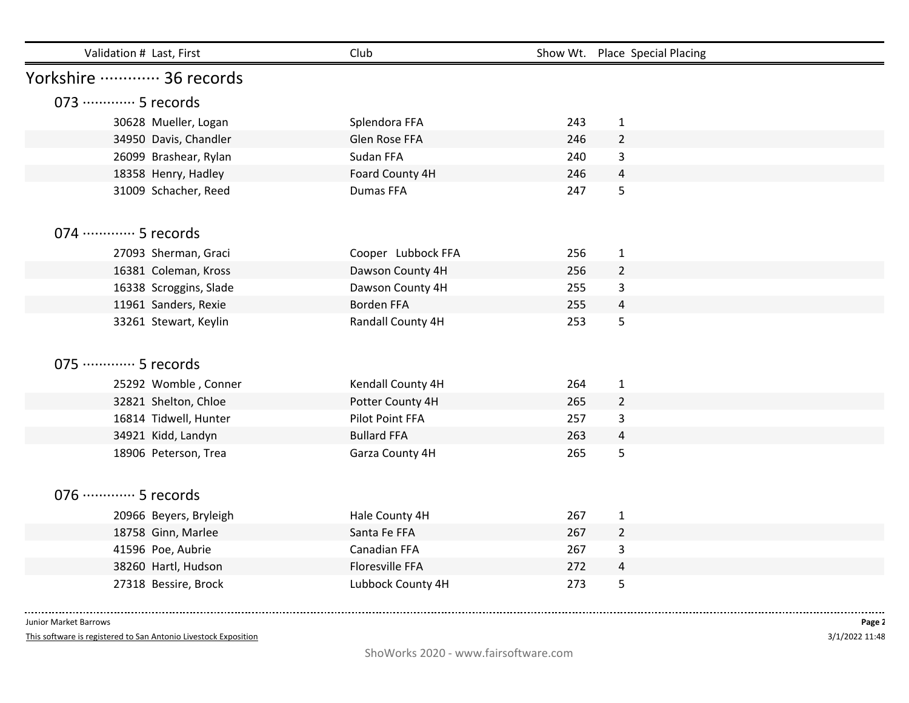| Validation # | Last, First | Club | Show Wt. | Place | Special Placing |
|---|---|---|---|---|---|

## Yorkshire ············· 36 records

### 073 ············· 5 records

| Validation # | Last, First | Club | Show Wt. | Place | Special Placing |
|---|---|---|---|---|---|
| 30628 | Mueller, Logan | Splendora FFA | 243 | 1 | |
| 34950 | Davis, Chandler | Glen Rose FFA | 246 | 2 | |
| 26099 | Brashear, Rylan | Sudan FFA | 240 | 3 | |
| 18358 | Henry, Hadley | Foard County 4H | 246 | 4 | |
| 31009 | Schacher, Reed | Dumas FFA | 247 | 5 | |

### 074 ············· 5 records

| Validation # | Last, First | Club | Show Wt. | Place | Special Placing |
|---|---|---|---|---|---|
| 27093 | Sherman, Graci | Cooper Lubbock FFA | 256 | 1 | |
| 16381 | Coleman, Kross | Dawson County 4H | 256 | 2 | |
| 16338 | Scroggins, Slade | Dawson County 4H | 255 | 3 | |
| 11961 | Sanders, Rexie | Borden FFA | 255 | 4 | |
| 33261 | Stewart, Keylin | Randall County 4H | 253 | 5 | |

### 075 ············· 5 records

| Validation # | Last, First | Club | Show Wt. | Place | Special Placing |
|---|---|---|---|---|---|
| 25292 | Womble , Conner | Kendall County 4H | 264 | 1 | |
| 32821 | Shelton, Chloe | Potter County 4H | 265 | 2 | |
| 16814 | Tidwell, Hunter | Pilot Point FFA | 257 | 3 | |
| 34921 | Kidd, Landyn | Bullard FFA | 263 | 4 | |
| 18906 | Peterson, Trea | Garza County 4H | 265 | 5 | |

### 076 ············· 5 records

| Validation # | Last, First | Club | Show Wt. | Place | Special Placing |
|---|---|---|---|---|---|
| 20966 | Beyers, Bryleigh | Hale County 4H | 267 | 1 | |
| 18758 | Ginn, Marlee | Santa Fe FFA | 267 | 2 | |
| 41596 | Poe, Aubrie | Canadian FFA | 267 | 3 | |
| 38260 | Hartl, Hudson | Floresville FFA | 272 | 4 | |
| 27318 | Bessire, Brock | Lubbock County 4H | 273 | 5 | |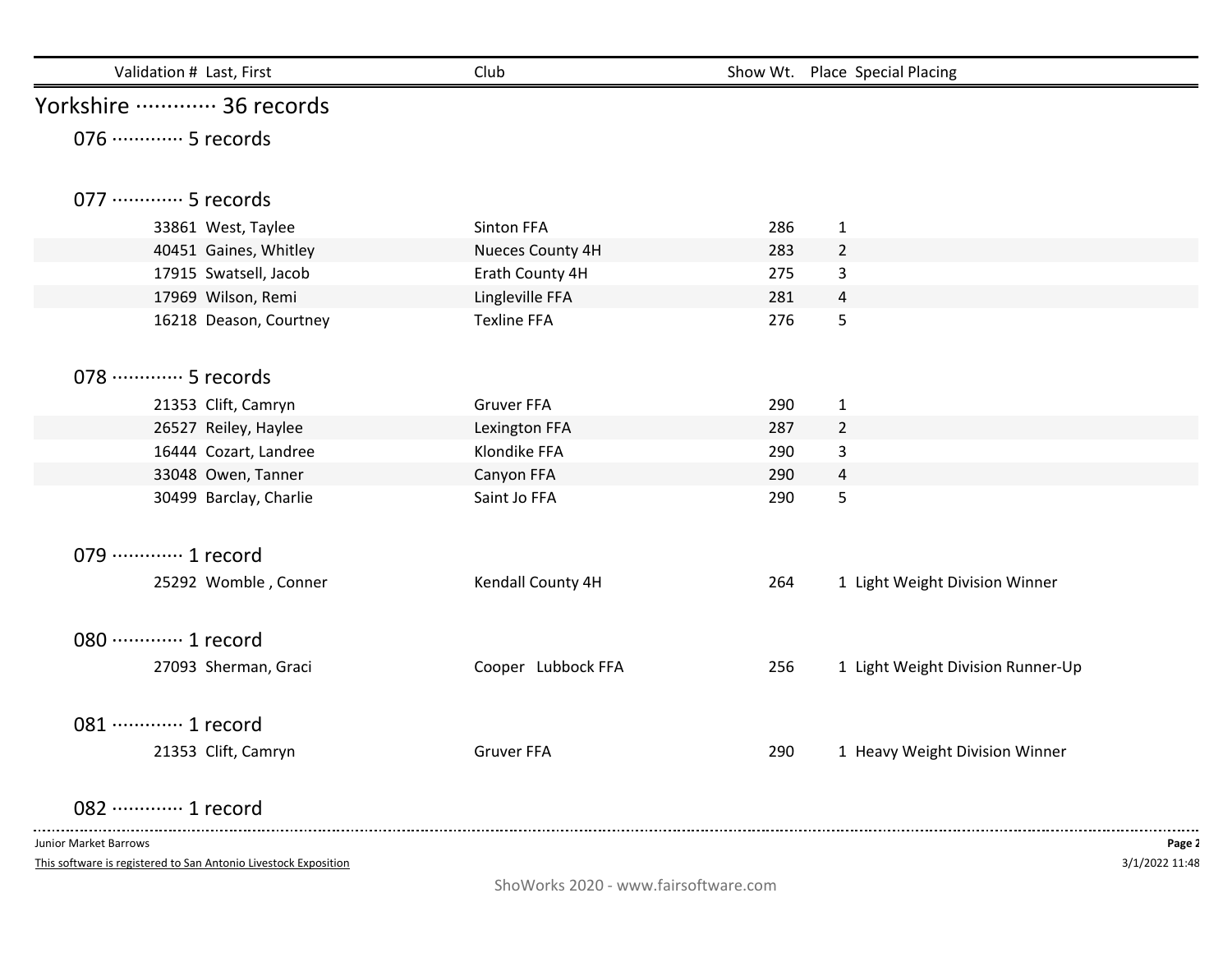| Validation # | Last, First | Club | Show Wt. | Place | Special Placing |
|---|---|---|---|---|---|

## Yorkshire ············· 36 records

### 076 ············· 5 records

### 077 ············· 5 records

| Validation # | Last, First | Club | Show Wt. | Place | Special Placing |
|---|---|---|---|---|---|
| 33861 | West, Taylee | Sinton FFA | 286 | 1 | |
| 40451 | Gaines, Whitley | Nueces County 4H | 283 | 2 | |
| 17915 | Swatsell, Jacob | Erath County 4H | 275 | 3 | |
| 17969 | Wilson, Remi | Lingleville FFA | 281 | 4 | |
| 16218 | Deason, Courtney | Texline FFA | 276 | 5 | |

### 078 ············· 5 records

| Validation # | Last, First | Club | Show Wt. | Place | Special Placing |
|---|---|---|---|---|---|
| 21353 | Clift, Camryn | Gruver FFA | 290 | 1 | |
| 26527 | Reiley, Haylee | Lexington FFA | 287 | 2 | |
| 16444 | Cozart, Landree | Klondike FFA | 290 | 3 | |
| 33048 | Owen, Tanner | Canyon FFA | 290 | 4 | |
| 30499 | Barclay, Charlie | Saint Jo FFA | 290 | 5 | |

### 079 ············· 1 record

| Validation # | Last, First | Club | Show Wt. | Place | Special Placing |
|---|---|---|---|---|---|
| 25292 | Womble , Conner | Kendall County 4H | 264 | 1 | Light Weight Division Winner |

### 080 ············· 1 record

| Validation # | Last, First | Club | Show Wt. | Place | Special Placing |
|---|---|---|---|---|---|
| 27093 | Sherman, Graci | Cooper Lubbock FFA | 256 | 1 | Light Weight Division Runner-Up |

### 081 ············· 1 record

| Validation # | Last, First | Club | Show Wt. | Place | Special Placing |
|---|---|---|---|---|---|
| 21353 | Clift, Camryn | Gruver FFA | 290 | 1 | Heavy Weight Division Winner |

### 082 ············· 1 record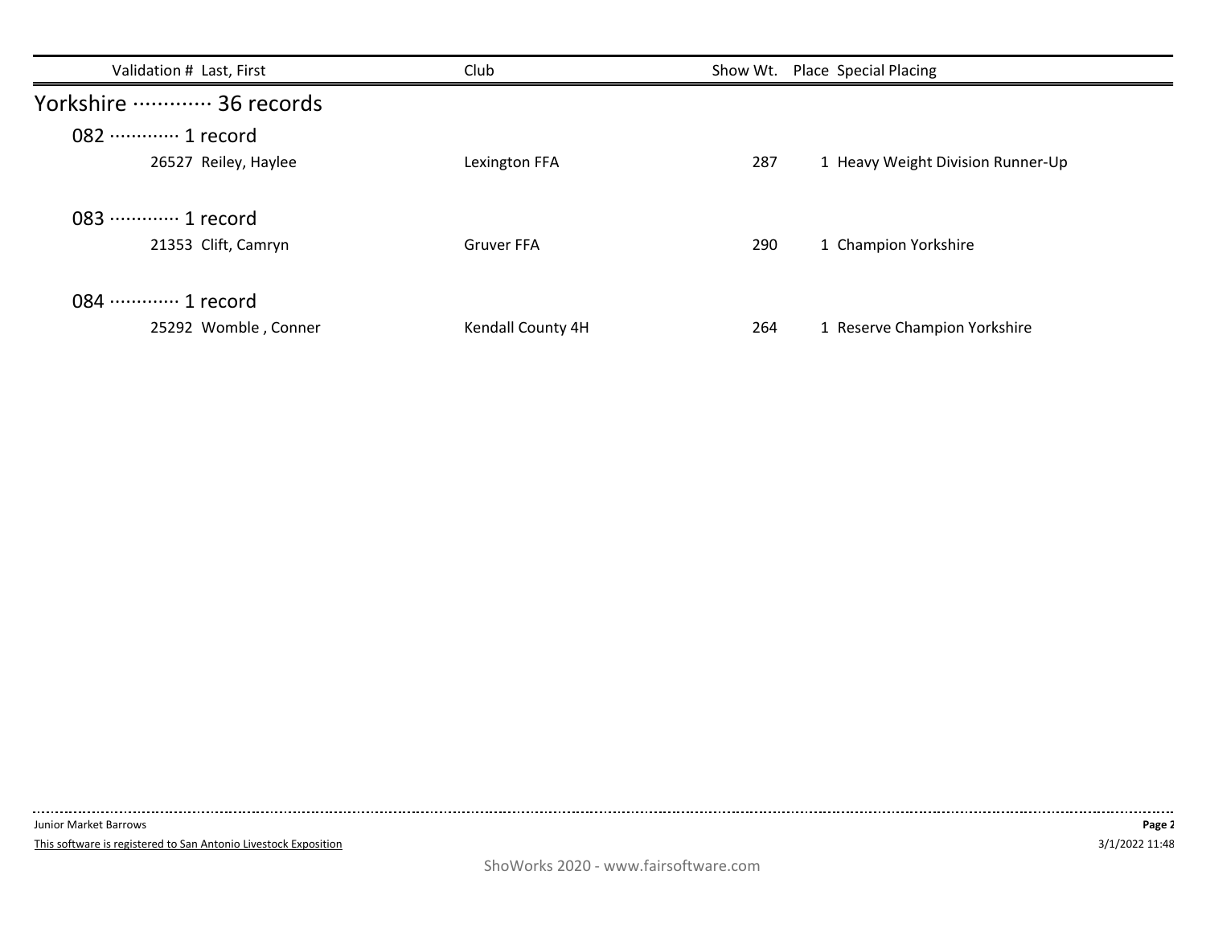| Validation # | Last, First | Club | Show Wt. | Place | Special Placing |
|---|---|---|---|---|---|

## Yorkshire ············ 36 records

### 082 ············ 1 record

| Validation # | Last, First | Club | Show Wt. | Place | Special Placing |
|---|---|---|---|---|---|
| 26527 | Reiley, Haylee | Lexington FFA | 287 | 1 | Heavy Weight Division Runner-Up |

### 083 ············ 1 record

| Validation # | Last, First | Club | Show Wt. | Place | Special Placing |
|---|---|---|---|---|---|
| 21353 | Clift, Camryn | Gruver FFA | 290 | 1 | Champion Yorkshire |

### 084 ············ 1 record

| Validation # | Last, First | Club | Show Wt. | Place | Special Placing |
|---|---|---|---|---|---|
| 25292 | Womble , Conner | Kendall County 4H | 264 | 1 | Reserve Champion Yorkshire |